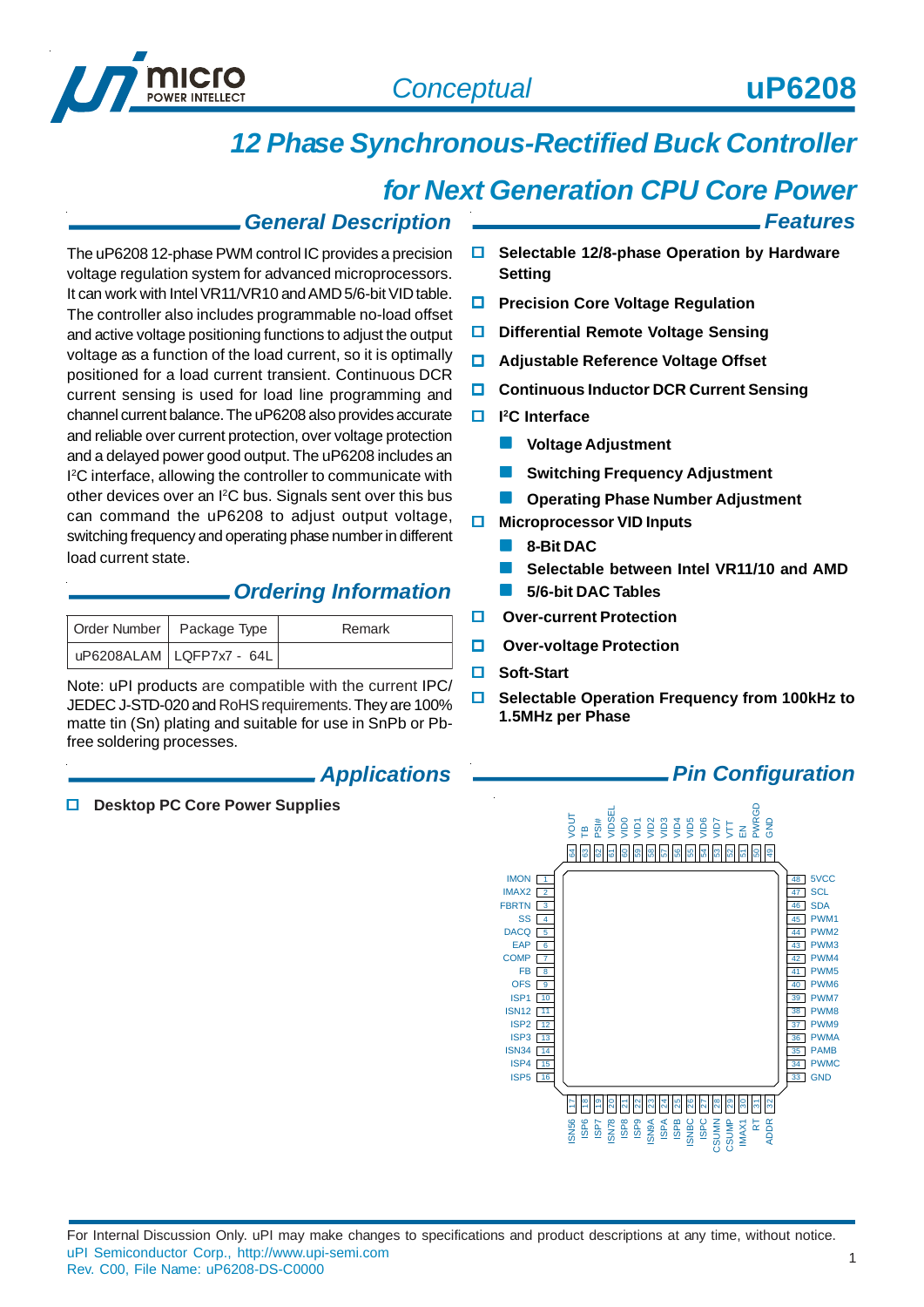# 12 Phase Synchronous-Rectified Buck Controller for Next Generation CPU Core Power

## General Description

The uP6208 12-phase PWM control IC provides a precision voltage regulation system for advanced microprocessors. It can work with Intel VR11/VR10 and AMD 5/6-bit VID table. The controller also includes programmable no-load offset and active voltage positioning functions to adjust the output voltage as a function of the load current, so it is optimally positioned for a load current transient. Continuous DCR current sensing is used for load line programming and channel current balance. The uP6208 also provides accurate and reliable over current protection, over voltage protection and a delayed power good output. The uP6208 includes an I²C interface, allowing the controller to communicate with other devices over an I²C bus. Signals sent over this bus can command the uP6208 to adjust output voltage, switching frequency and operating phase number in different load current state.

## Ordering Information

| Order Number | Package Type | Remark |
|---|---|---|
| uP6208ALAM | LQFP7x7 - 64L | |

Note: uPI products are compatible with the current IPC/JEDEC J-STD-020 and RoHS requirements. They are 100% matte tin (Sn) plating and suitable for use in SnPb or Pb-free soldering processes.

## Applications

- Desktop PC Core Power Supplies

## Features

- Selectable 12/8-phase Operation by Hardware Setting
- Precision Core Voltage Regulation
- Differential Remote Voltage Sensing
- Adjustable Reference Voltage Offset
- Continuous Inductor DCR Current Sensing
- I²C Interface
  - Voltage Adjustment
  - Switching Frequency Adjustment
  - Operating Phase Number Adjustment
- Microprocessor VID Inputs
  - 8-Bit DAC
  - Selectable between Intel VR11/10 and AMD 5/6-bit DAC Tables
- Over-current Protection
- Over-voltage Protection
- Soft-Start
- Selectable Operation Frequency from 100kHz to 1.5MHz per Phase

## Pin Configuration

Top pins (64 to 49): VOUT, TB, PSI#, VIDSEL, VID0, VID1, VID2, VID3, VID4, VID5, VID6, VID7, VTT, EN, PWRGD, GND

Left pins (1 to 16): IMON, IMAX2, FBRTN, SS, DACQ, EAP, COMP, FB, OFS, ISP1, ISN12, ISP2, ISP3, ISN34, ISP4, ISP5

Bottom pins (17 to 32): ISN56, ISP6, ISP7, ISN78, ISP8, ISP9, ISN9A, ISPA, ISPB, ISNBC, ISPC, CSUMN, CSUMP, IMAX1, RT, ADDR

Right pins (48 to 33): 5VCC, SCL, SDA, PWM1, PWM2, PWM3, PWM4, PWM5, PWM6, PWM7, PWM8, PWM9, PWMA, PAMB, PWMC, GND

For Internal Discussion Only. uPI may make changes to specifications and product descriptions at any time, without notice.
uPI Semiconductor Corp., http://www.upi-semi.com
Rev. C00, File Name: uP6208-DS-C0000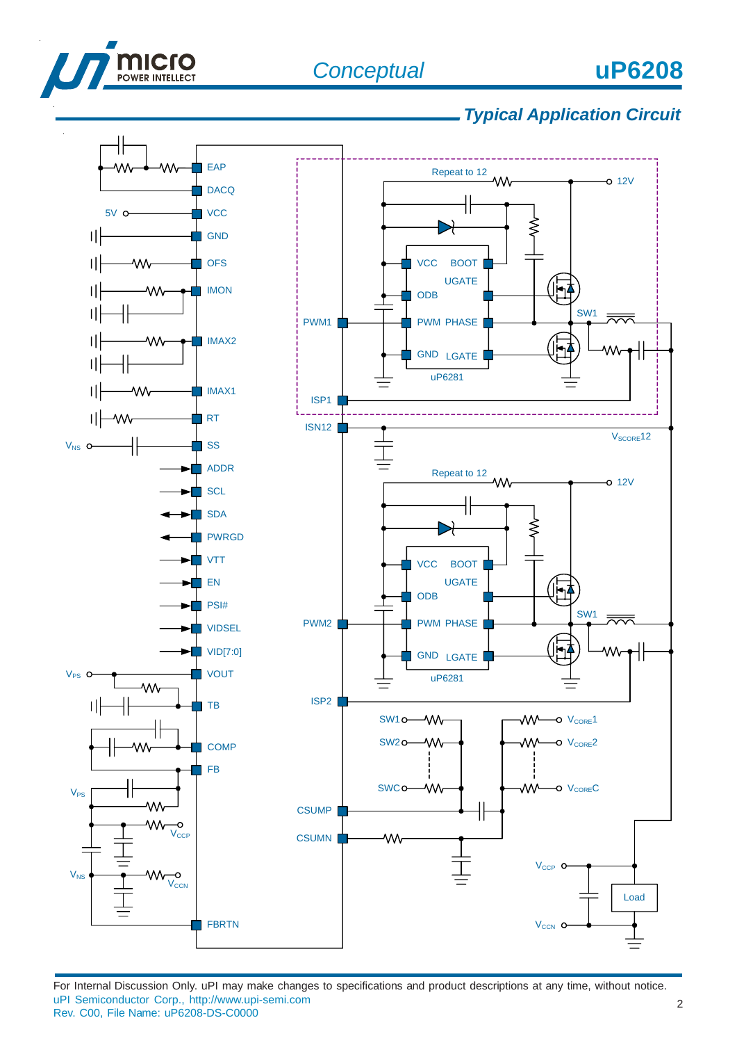## Typical Application Circuit

EAP
DACQ
5V VCC
GND
OFS
IMON
IMAX2
IMAX1
RT
$V_{NS}$ SS
ADDR
SCL
SDA
PWRGD
VTT
EN
PSI#
VIDSEL
VID[7:0]
$V_{PS}$ VOUT
TB
COMP
FB
$V_{PS}$
$V_{CCP}$
$V_{NS}$
$V_{CCN}$
FBRTN

Repeat to 12
12V
VCC BOOT
UGATE
ODB
PWM1 PWM PHASE
SW1
GND LGATE
uP6281
ISP1
ISN12
$V_{SCORE}12$

Repeat to 12
12V
VCC BOOT
UGATE
ODB
PWM2 PWM PHASE
SW1
GND LGATE
uP6281
ISP2

SW1 $V_{CORE}1$
SW2 $V_{CORE}2$
SWC $V_{CORE}C$
CSUMP
CSUMN
$V_{CCP}$
Load
$V_{CCN}$

For Internal Discussion Only. uPI may make changes to specifications and product descriptions at any time, without notice.
uPI Semiconductor Corp., http://www.upi-semi.com
Rev. C00, File Name: uP6208-DS-C0000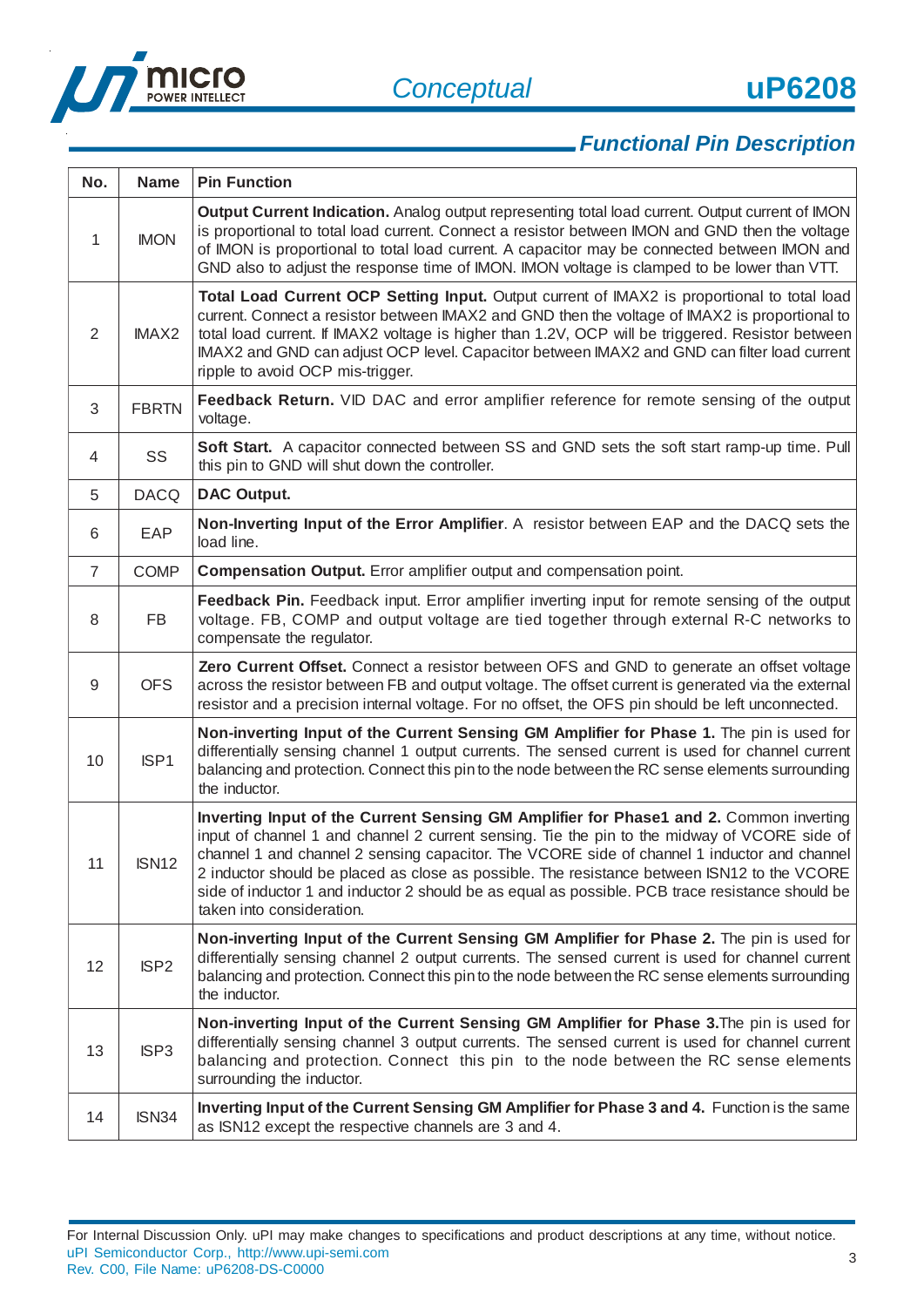## Functional Pin Description

| No. | Name | Pin Function |
|---|---|---|
| 1 | IMON | **Output Current Indication.** Analog output representing total load current. Output current of IMON is proportional to total load current. Connect a resistor between IMON and GND then the voltage of IMON is proportional to total load current. A capacitor may be connected between IMON and GND also to adjust the response time of IMON. IMON voltage is clamped to be lower than VTT. |
| 2 | IMAX2 | **Total Load Current OCP Setting Input.** Output current of IMAX2 is proportional to total load current. Connect a resistor between IMAX2 and GND then the voltage of IMAX2 is proportional to total load current. If IMAX2 voltage is higher than 1.2V, OCP will be triggered. Resistor between IMAX2 and GND can adjust OCP level. Capacitor between IMAX2 and GND can filter load current ripple to avoid OCP mis-trigger. |
| 3 | FBRTN | **Feedback Return.** VID DAC and error amplifier reference for remote sensing of the output voltage. |
| 4 | SS | **Soft Start.** A capacitor connected between SS and GND sets the soft start ramp-up time. Pull this pin to GND will shut down the controller. |
| 5 | DACQ | **DAC Output.** |
| 6 | EAP | **Non-Inverting Input of the Error Amplifier**. A resistor between EAP and the DACQ sets the load line. |
| 7 | COMP | **Compensation Output.** Error amplifier output and compensation point. |
| 8 | FB | **Feedback Pin.** Feedback input. Error amplifier inverting input for remote sensing of the output voltage. FB, COMP and output voltage are tied together through external R-C networks to compensate the regulator. |
| 9 | OFS | **Zero Current Offset.** Connect a resistor between OFS and GND to generate an offset voltage across the resistor between FB and output voltage. The offset current is generated via the external resistor and a precision internal voltage. For no offset, the OFS pin should be left unconnected. |
| 10 | ISP1 | **Non-inverting Input of the Current Sensing GM Amplifier for Phase 1.** The pin is used for differentially sensing channel 1 output currents. The sensed current is used for channel current balancing and protection. Connect this pin to the node between the RC sense elements surrounding the inductor. |
| 11 | ISN12 | **Inverting Input of the Current Sensing GM Amplifier for Phase1 and 2.** Common inverting input of channel 1 and channel 2 current sensing. Tie the pin to the midway of VCORE side of channel 1 and channel 2 sensing capacitor. The VCORE side of channel 1 inductor and channel 2 inductor should be placed as close as possible. The resistance between ISN12 to the VCORE side of inductor 1 and inductor 2 should be as equal as possible. PCB trace resistance should be taken into consideration. |
| 12 | ISP2 | **Non-inverting Input of the Current Sensing GM Amplifier for Phase 2.** The pin is used for differentially sensing channel 2 output currents. The sensed current is used for channel current balancing and protection. Connect this pin to the node between the RC sense elements surrounding the inductor. |
| 13 | ISP3 | **Non-inverting Input of the Current Sensing GM Amplifier for Phase 3.**The pin is used for differentially sensing channel 3 output currents. The sensed current is used for channel current balancing and protection. Connect this pin to the node between the RC sense elements surrounding the inductor. |
| 14 | ISN34 | **Inverting Input of the Current Sensing GM Amplifier for Phase 3 and 4.** Function is the same as ISN12 except the respective channels are 3 and 4. |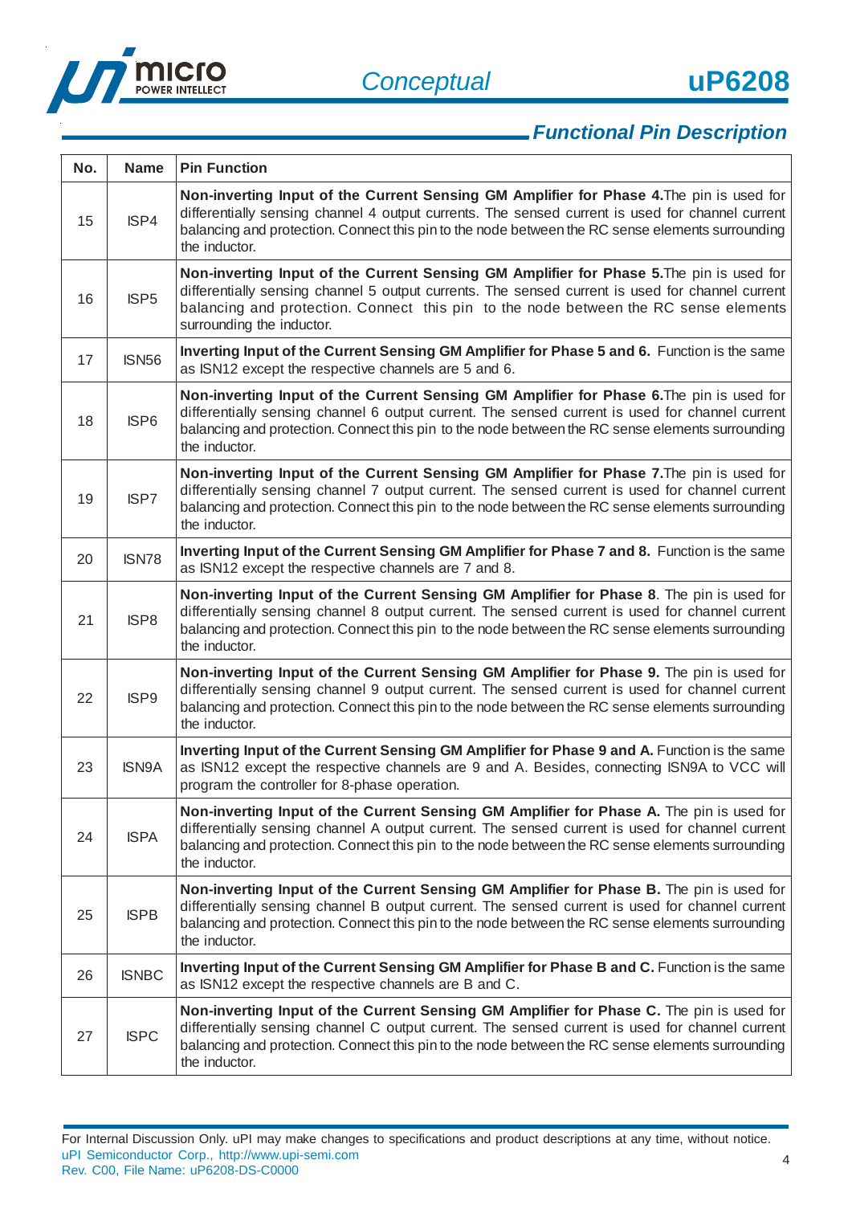## Functional Pin Description

| No. | Name | Pin Function |
|---|---|---|
| 15 | ISP4 | **Non-inverting Input of the Current Sensing GM Amplifier for Phase 4.** The pin is used for differentially sensing channel 4 output currents. The sensed current is used for channel current balancing and protection. Connect this pin to the node between the RC sense elements surrounding the inductor. |
| 16 | ISP5 | **Non-inverting Input of the Current Sensing GM Amplifier for Phase 5.** The pin is used for differentially sensing channel 5 output currents. The sensed current is used for channel current balancing and protection. Connect this pin to the node between the RC sense elements surrounding the inductor. |
| 17 | ISN56 | **Inverting Input of the Current Sensing GM Amplifier for Phase 5 and 6.** Function is the same as ISN12 except the respective channels are 5 and 6. |
| 18 | ISP6 | **Non-inverting Input of the Current Sensing GM Amplifier for Phase 6.** The pin is used for differentially sensing channel 6 output currents. The sensed current is used for channel current balancing and protection. Connect this pin to the node between the RC sense elements surrounding the inductor. |
| 19 | ISP7 | **Non-inverting Input of the Current Sensing GM Amplifier for Phase 7.** The pin is used for differentially sensing channel 7 output current. The sensed current is used for channel current balancing and protection. Connect this pin to the node between the RC sense elements surrounding the inductor. |
| 20 | ISN78 | **Inverting Input of the Current Sensing GM Amplifier for Phase 7 and 8.** Function is the same as ISN12 except the respective channels are 7 and 8. |
| 21 | ISP8 | **Non-inverting Input of the Current Sensing GM Amplifier for Phase 8**. The pin is used for differentially sensing channel 8 output current. The sensed current is used for channel current balancing and protection. Connect this pin to the node between the RC sense elements surrounding the inductor. |
| 22 | ISP9 | **Non-inverting Input of the Current Sensing GM Amplifier for Phase 9.** The pin is used for differentially sensing channel 9 output current. The sensed current is used for channel current balancing and protection. Connect this pin to the node between the RC sense elements surrounding the inductor. |
| 23 | ISN9A | **Inverting Input of the Current Sensing GM Amplifier for Phase 9 and A.** Function is the same as ISN12 except the respective channels are 9 and A. Besides, connecting ISN9A to VCC will program the controller for 8-phase operation. |
| 24 | ISPA | **Non-inverting Input of the Current Sensing GM Amplifier for Phase A.** The pin is used for differentially sensing channel A output current. The sensed current is used for channel current balancing and protection. Connect this pin to the node between the RC sense elements surrounding the inductor. |
| 25 | ISPB | **Non-inverting Input of the Current Sensing GM Amplifier for Phase B.** The pin is used for differentially sensing channel B output current. The sensed current is used for channel current balancing and protection. Connect this pin to the node between the RC sense elements surrounding the inductor. |
| 26 | ISNBC | **Inverting Input of the Current Sensing GM Amplifier for Phase B and C.** Function is the same as ISN12 except the respective channels are B and C. |
| 27 | ISPC | **Non-inverting Input of the Current Sensing GM Amplifier for Phase C.** The pin is used for differentially sensing channel C output current. The sensed current is used for channel current balancing and protection. Connect this pin to the node between the RC sense elements surrounding the inductor. |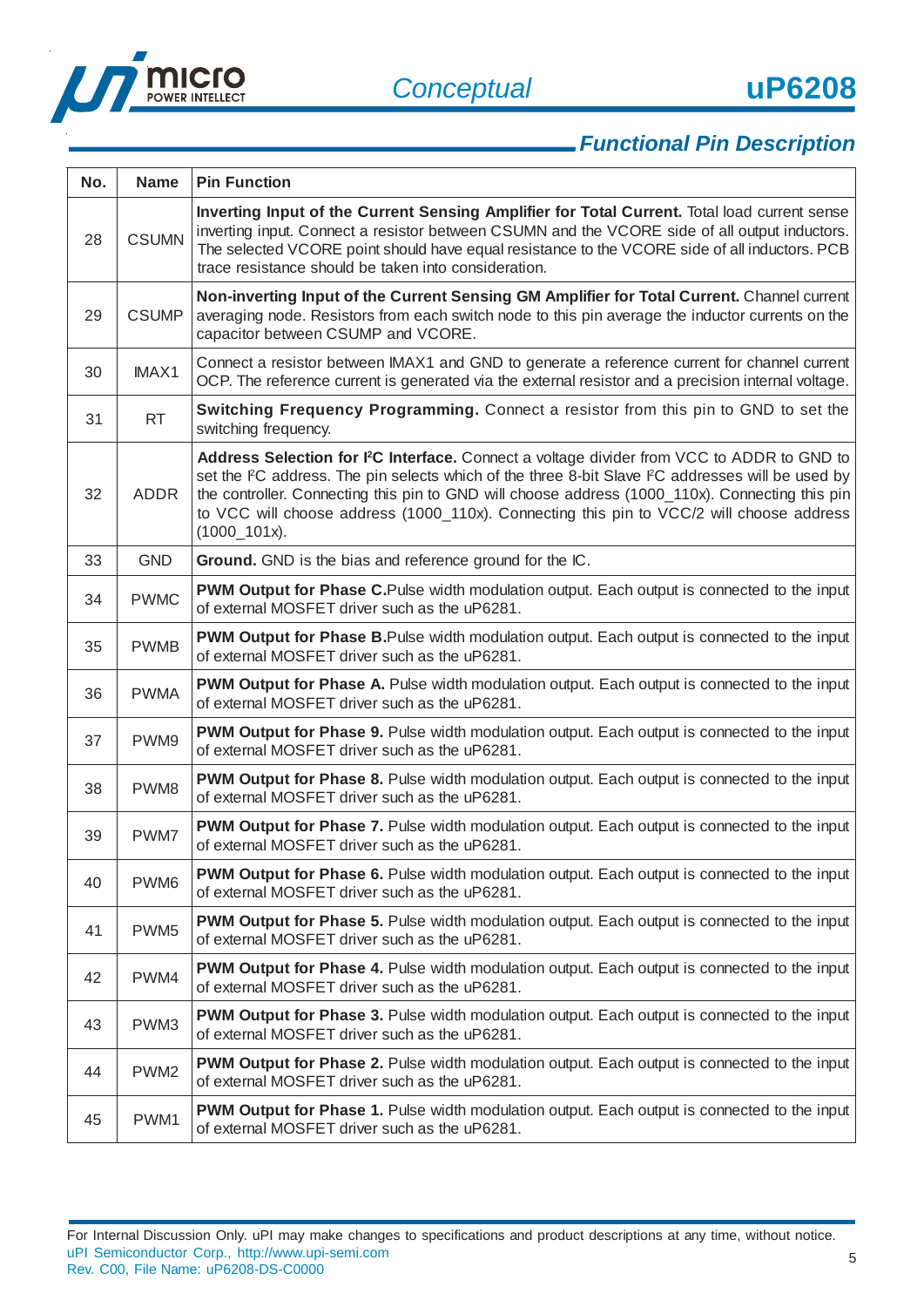## Functional Pin Description

| No. | Name | Pin Function |
|---|---|---|
| 28 | CSUMN | **Inverting Input of the Current Sensing Amplifier for Total Current.** Total load current sense inverting input. Connect a resistor between CSUMN and the VCORE side of all output inductors. The selected VCORE point should have equal resistance to the VCORE side of all inductors. PCB trace resistance should be taken into consideration. |
| 29 | CSUMP | **Non-inverting Input of the Current Sensing GM Amplifier for Total Current.** Channel current averaging node. Resistors from each switch node to this pin average the inductor currents on the capacitor between CSUMP and VCORE. |
| 30 | IMAX1 | Connect a resistor between IMAX1 and GND to generate a reference current for channel current OCP. The reference current is generated via the external resistor and a precision internal voltage. |
| 31 | RT | **Switching Frequency Programming.** Connect a resistor from this pin to GND to set the switching frequency. |
| 32 | ADDR | **Address Selection for I²C Interface.** Connect a voltage divider from VCC to ADDR to GND to set the I²C address. The pin selects which of the three 8-bit Slave I²C addresses will be used by the controller. Connecting this pin to GND will choose address (1000_110x). Connecting this pin to VCC will choose address (1000_110x). Connecting this pin to VCC/2 will choose address (1000_101x). |
| 33 | GND | **Ground.** GND is the bias and reference ground for the IC. |
| 34 | PWMC | **PWM Output for Phase C.**Pulse width modulation output. Each output is connected to the input of external MOSFET driver such as the uP6281. |
| 35 | PWMB | **PWM Output for Phase B.**Pulse width modulation output. Each output is connected to the input of external MOSFET driver such as the uP6281. |
| 36 | PWMA | **PWM Output for Phase A.** Pulse width modulation output. Each output is connected to the input of external MOSFET driver such as the uP6281. |
| 37 | PWM9 | **PWM Output for Phase 9.** Pulse width modulation output. Each output is connected to the input of external MOSFET driver such as the uP6281. |
| 38 | PWM8 | **PWM Output for Phase 8.** Pulse width modulation output. Each output is connected to the input of external MOSFET driver such as the uP6281. |
| 39 | PWM7 | **PWM Output for Phase 7.** Pulse width modulation output. Each output is connected to the input of external MOSFET driver such as the uP6281. |
| 40 | PWM6 | **PWM Output for Phase 6.** Pulse width modulation output. Each output is connected to the input of external MOSFET driver such as the uP6281. |
| 41 | PWM5 | **PWM Output for Phase 5.** Pulse width modulation output. Each output is connected to the input of external MOSFET driver such as the uP6281. |
| 42 | PWM4 | **PWM Output for Phase 4.** Pulse width modulation output. Each output is connected to the input of external MOSFET driver such as the uP6281. |
| 43 | PWM3 | **PWM Output for Phase 3.** Pulse width modulation output. Each output is connected to the input of external MOSFET driver such as the uP6281. |
| 44 | PWM2 | **PWM Output for Phase 2.** Pulse width modulation output. Each output is connected to the input of external MOSFET driver such as the uP6281. |
| 45 | PWM1 | **PWM Output for Phase 1.** Pulse width modulation output. Each output is connected to the input of external MOSFET driver such as the uP6281. |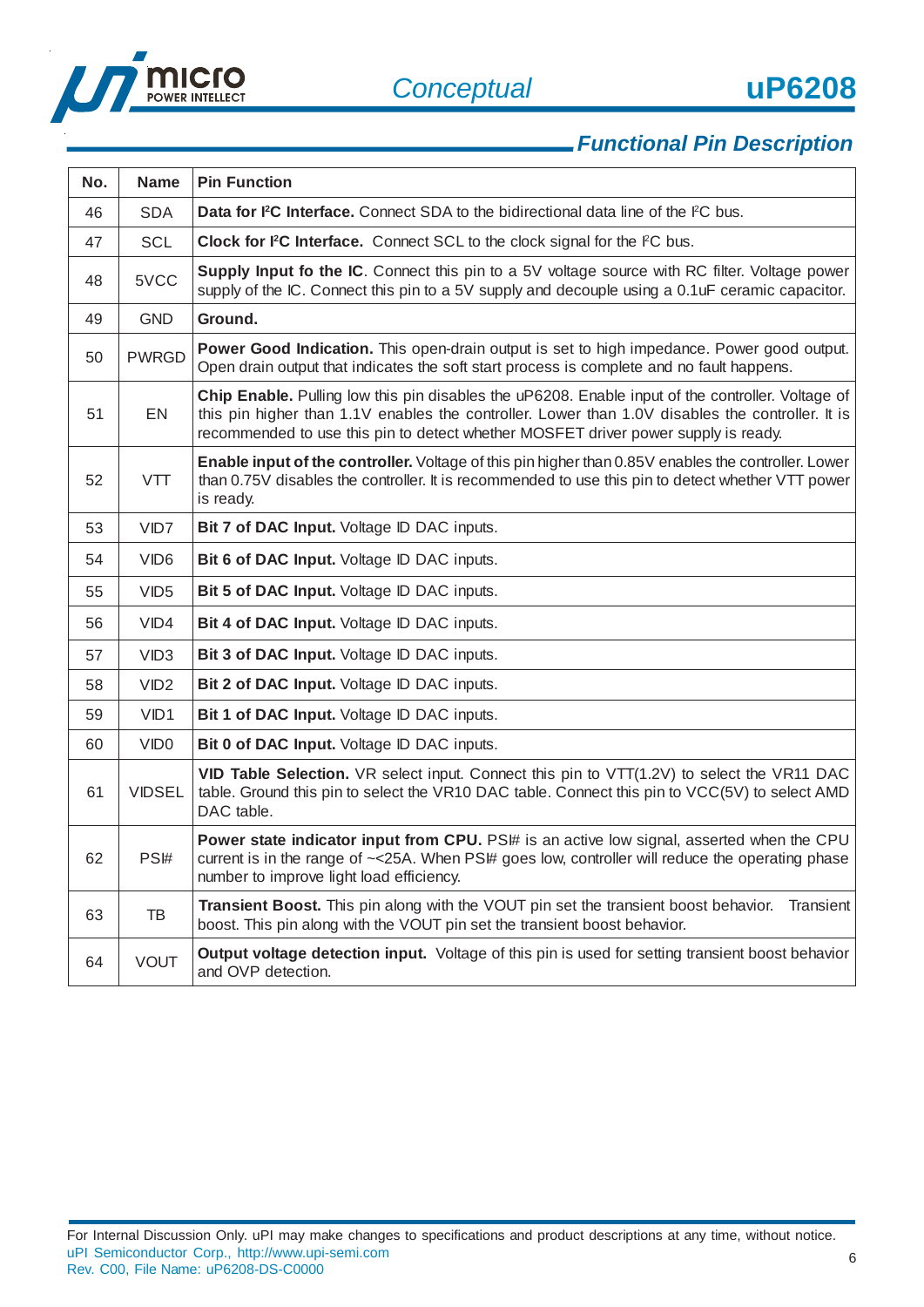## Functional Pin Description

| No. | Name | Pin Function |
|---|---|---|
| 46 | SDA | **Data for I²C Interface.** Connect SDA to the bidirectional data line of the I²C bus. |
| 47 | SCL | **Clock for I²C Interface.** Connect SCL to the clock signal for the I²C bus. |
| 48 | 5VCC | **Supply Input fo the IC**. Connect this pin to a 5V voltage source with RC filter. Voltage power supply of the IC. Connect this pin to a 5V supply and decouple using a 0.1uF ceramic capacitor. |
| 49 | GND | **Ground.** |
| 50 | PWRGD | **Power Good Indication.** This open-drain output is set to high impedance. Power good output. Open drain output that indicates the soft start process is complete and no fault happens. |
| 51 | EN | **Chip Enable.** Pulling low this pin disables the uP6208. Enable input of the controller. Voltage of this pin higher than 1.1V enables the controller. Lower than 1.0V disables the controller. It is recommended to use this pin to detect whether MOSFET driver power supply is ready. |
| 52 | VTT | **Enable input of the controller.** Voltage of this pin higher than 0.85V enables the controller. Lower than 0.75V disables the controller. It is recommended to use this pin to detect whether VTT power is ready. |
| 53 | VID7 | **Bit 7 of DAC Input.** Voltage ID DAC inputs. |
| 54 | VID6 | **Bit 6 of DAC Input.** Voltage ID DAC inputs. |
| 55 | VID5 | **Bit 5 of DAC Input.** Voltage ID DAC inputs. |
| 56 | VID4 | **Bit 4 of DAC Input.** Voltage ID DAC inputs. |
| 57 | VID3 | **Bit 3 of DAC Input.** Voltage ID DAC inputs. |
| 58 | VID2 | **Bit 2 of DAC Input.** Voltage ID DAC inputs. |
| 59 | VID1 | **Bit 1 of DAC Input.** Voltage ID DAC inputs. |
| 60 | VID0 | **Bit 0 of DAC Input.** Voltage ID DAC inputs. |
| 61 | VIDSEL | **VID Table Selection.** VR select input. Connect this pin to VTT(1.2V) to select the VR11 DAC table. Ground this pin to select the VR10 DAC table. Connect this pin to VCC(5V) to select AMD DAC table. |
| 62 | PSI# | **Power state indicator input from CPU.** PSI# is an active low signal, asserted when the CPU current is in the range of ~<25A. When PSI# goes low, controller will reduce the operating phase number to improve light load efficiency. |
| 63 | TB | **Transient Boost.** This pin along with the VOUT pin set the transient boost behavior. Transient boost. This pin along with the VOUT pin set the transient boost behavior. |
| 64 | VOUT | **Output voltage detection input.** Voltage of this pin is used for setting transient boost behavior and OVP detection. |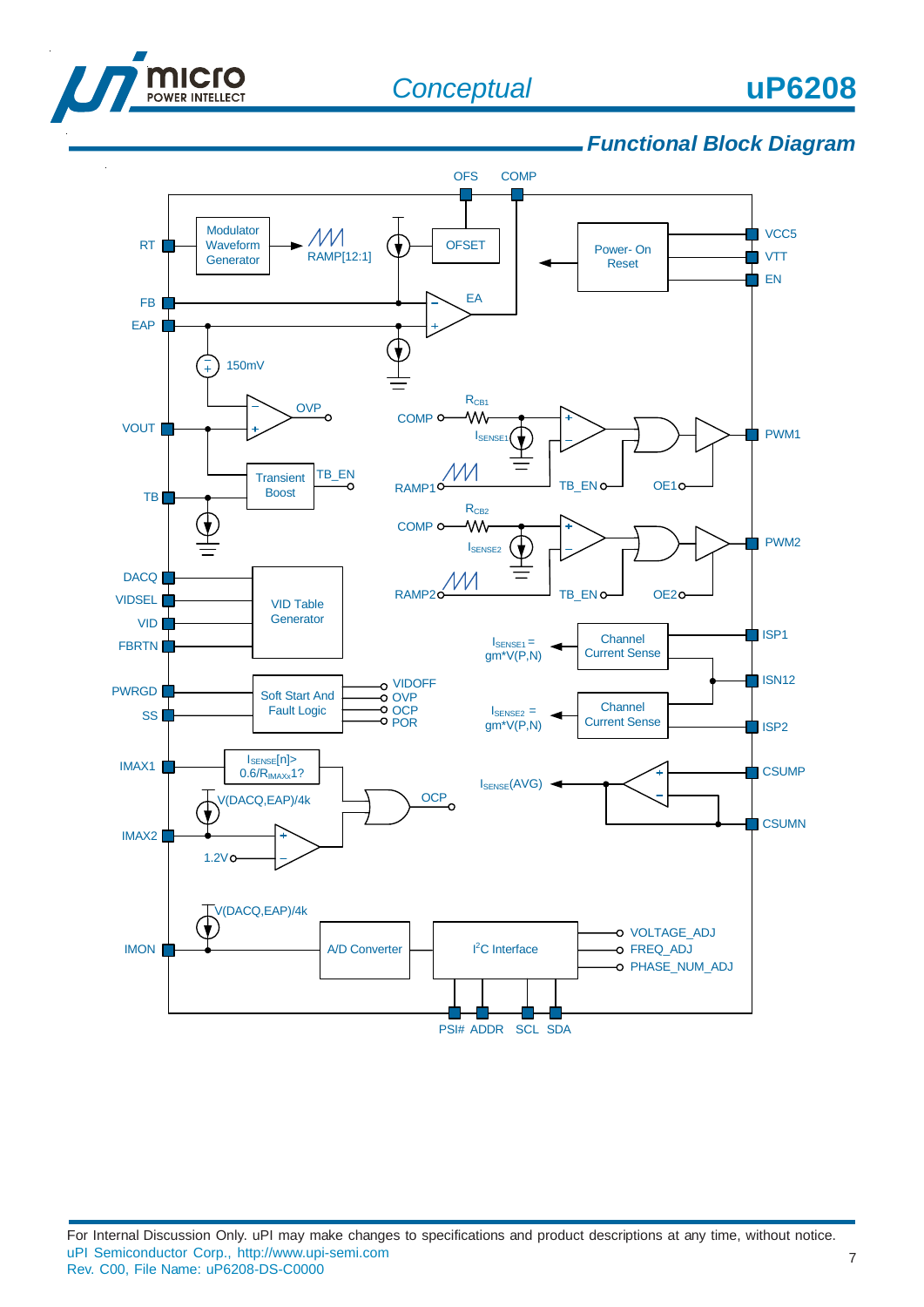## Functional Block Diagram

OFS COMP

RT — Modulator Waveform Generator — RAMP[12:1]

OFSET

Power- On Reset — VCC5, VTT, EN

FB, EAP — EA

150mV

OVP — VOUT

$R_{CB1}$, COMP, $I_{SENSE1}$, RAMP1, TB_EN, OE1 — PWM1

Transient Boost — TB_EN

TB

$R_{CB2}$, COMP, $I_{SENSE2}$, RAMP2, TB_EN, OE2 — PWM2

DACQ, VIDSEL, VID, FBRTN — VID Table Generator

$I_{SENSE1}$ = gm*V(P,N) — Channel Current Sense — ISP1, ISN12

PWRGD, SS — Soft Start And Fault Logic — VIDOFF, OVP, OCP, POR

$I_{SENSE2}$ = gm*V(P,N) — Channel Current Sense — ISP2

IMAX1 — $I_{SENSE}$[n]> 0.6/$R_{IMAXx}$1?

V(DACQ,EAP)/4k

OCP

$I_{SENSE}$(AVG) — CSUMP, CSUMN

IMAX2 — 1.2V

V(DACQ,EAP)/4k

IMON — A/D Converter — I2C Interface — VOLTAGE_ADJ, FREQ_ADJ, PHASE_NUM_ADJ

PSI# ADDR SCL SDA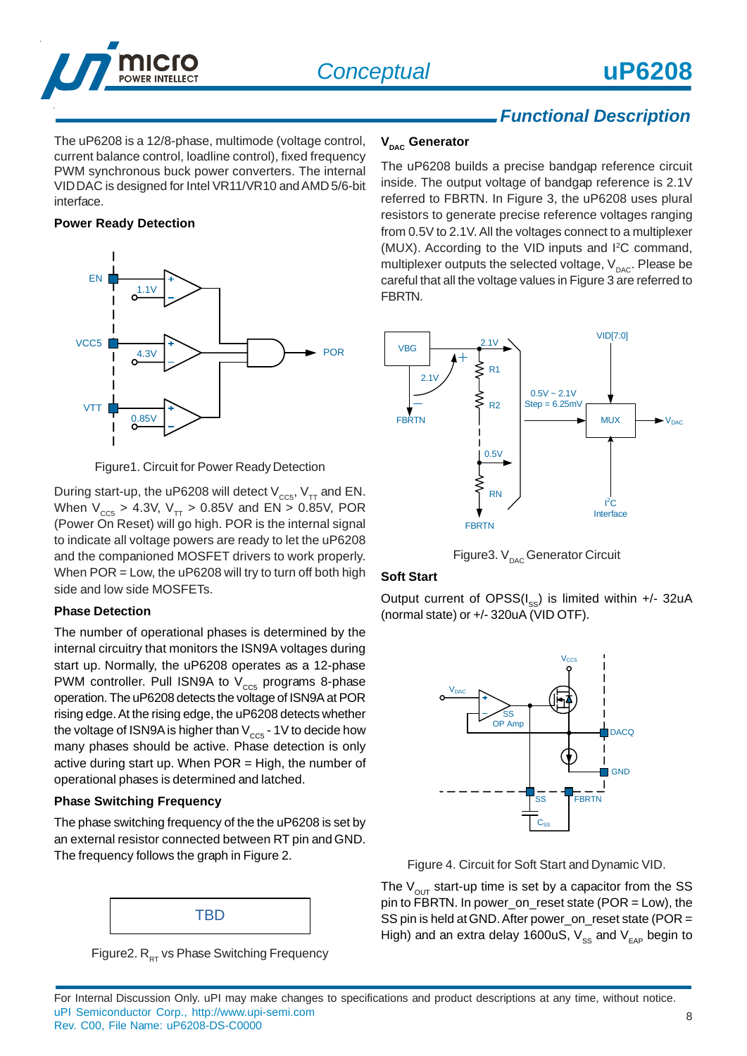## Functional Description

The uP6208 is a 12/8-phase, multimode (voltage control, current balance control, loadline control), fixed frequency PWM synchronous buck power converters. The internal VID DAC is designed for Intel VR11/VR10 and AMD 5/6-bit interface.

**Power Ready Detection**

Figure1. Circuit for Power Ready Detection

During start-up, the uP6208 will detect $V_{CC5}$, $V_{TT}$ and EN. When $V_{CC5}$ > 4.3V, $V_{TT}$ > 0.85V and EN > 0.85V, POR (Power On Reset) will go high. POR is the internal signal to indicate all voltage powers are ready to let the uP6208 and the companioned MOSFET drivers to work properly. When POR = Low, the uP6208 will try to turn off both high side and low side MOSFETs.

**Phase Detection**

The number of operational phases is determined by the internal circuitry that monitors the ISN9A voltages during start up. Normally, the uP6208 operates as a 12-phase PWM controller. Pull ISN9A to $V_{CC5}$ programs 8-phase operation. The uP6208 detects the voltage of ISN9A at POR rising edge. At the rising edge, the uP6208 detects whether the voltage of ISN9A is higher than $V_{CC5}$ - 1V to decide how many phases should be active. Phase detection is only active during start up. When POR = High, the number of operational phases is determined and latched.

**Phase Switching Frequency**

The phase switching frequency of the the uP6208 is set by an external resistor connected between RT pin and GND. The frequency follows the graph in Figure 2.

TBD

Figure2. $R_{RT}$ vs Phase Switching Frequency

**$V_{DAC}$ Generator**

The uP6208 builds a precise bandgap reference circuit inside. The output voltage of bandgap reference is 2.1V referred to FBRTN. In Figure 3, the uP6208 uses plural resistors to generate precise reference voltages ranging from 0.5V to 2.1V. All the voltages connect to a multiplexer (MUX). According to the VID inputs and I²C command, multiplexer outputs the selected voltage, $V_{DAC}$. Please be careful that all the voltage values in Figure 3 are referred to FBRTN.

Figure3. $V_{DAC}$ Generator Circuit

**Soft Start**

Output current of OPSS($I_{SS}$) is limited within +/- 32uA (normal state) or +/- 320uA (VID OTF).

Figure 4. Circuit for Soft Start and Dynamic VID.

The $V_{OUT}$ start-up time is set by a capacitor from the SS pin to FBRTN. In power_on_reset state (POR = Low), the SS pin is held at GND. After power_on_reset state (POR = High) and an extra delay 1600uS, $V_{SS}$ and $V_{EAP}$ begin to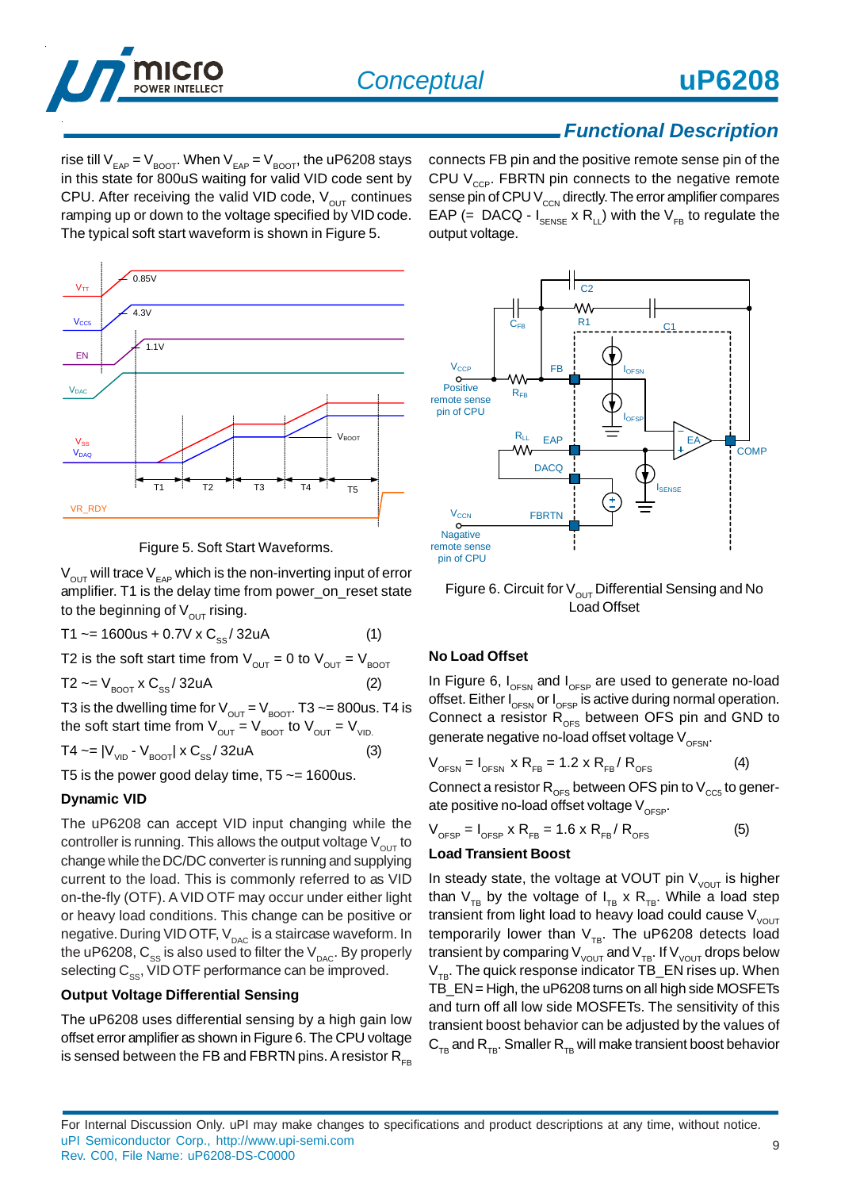## Functional Description

rise till $V_{EAP} = V_{BOOT}$. When $V_{EAP} = V_{BOOT}$, the uP6208 stays in this state for 800uS waiting for valid VID code sent by CPU. After receiving the valid VID code, $V_{OUT}$ continues ramping up or down to the voltage specified by VID code. The typical soft start waveform is shown in Figure 5.

Figure 5. Soft Start Waveforms.

$V_{OUT}$ will trace $V_{EAP}$ which is the non-inverting input of error amplifier. T1 is the delay time from power_on_reset state to the beginning of $V_{OUT}$ rising.

$$T1 \sim= 1600us + 0.7V \times C_{SS} / 32uA \quad (1)$$

T2 is the soft start time from $V_{OUT}$ = 0 to $V_{OUT} = V_{BOOT}$

$$T2 \sim= V_{BOOT} \times C_{SS} / 32uA \quad (2)$$

T3 is the dwelling time for $V_{OUT} = V_{BOOT}$. T3 ~= 800us. T4 is the soft start time from $V_{OUT} = V_{BOOT}$ to $V_{OUT} = V_{VID}$.

$$T4 \sim= |V_{VID} - V_{BOOT}| \times C_{SS} / 32uA \quad (3)$$

T5 is the power good delay time, T5 ~= 1600us.

### Dynamic VID

The uP6208 can accept VID input changing while the controller is running. This allows the output voltage $V_{OUT}$ to change while the DC/DC converter is running and supplying current to the load. This is commonly referred to as VID on-the-fly (OTF). A VID OTF may occur under either light or heavy load conditions. This change can be positive or negative. During VID OTF, $V_{DAC}$ is a staircase waveform. In the uP6208, $C_{SS}$ is also used to filter the $V_{DAC}$. By properly selecting $C_{SS}$, VID OTF performance can be improved.

### Output Voltage Differential Sensing

The uP6208 uses differential sensing by a high gain low offset error amplifier as shown in Figure 6. The CPU voltage is sensed between the FB and FBRTN pins. A resistor $R_{FB}$ connects FB pin and the positive remote sense pin of the CPU $V_{CCP}$. FBRTN pin connects to the negative remote sense pin of CPU $V_{CCN}$ directly. The error amplifier compares EAP (= DACQ - $I_{SENSE} \times R_{LL}$) with the $V_{FB}$ to regulate the output voltage.

Figure 6. Circuit for $V_{OUT}$ Differential Sensing and No Load Offset

### No Load Offset

In Figure 6, $I_{OFSN}$ and $I_{OFSP}$ are used to generate no-load offset. Either $I_{OFSN}$ or $I_{OFSP}$ is active during normal operation. Connect a resistor $R_{OFS}$ between OFS pin and GND to generate negative no-load offset voltage $V_{OFSN}$.

$$V_{OFSN} = I_{OFSN} \times R_{FB} = 1.2 \times R_{FB} / R_{OFS} \quad (4)$$

Connect a resistor $R_{OFS}$ between OFS pin to $V_{CC5}$ to generate positive no-load offset voltage $V_{OFSP}$.

$$V_{OFSP} = I_{OFSP} \times R_{FB} = 1.6 \times R_{FB} / R_{OFS} \quad (5)$$

### Load Transient Boost

In steady state, the voltage at VOUT pin $V_{VOUT}$ is higher than $V_{TB}$ by the voltage of $I_{TB} \times R_{TB}$. While a load step transient from light load to heavy load could cause $V_{VOUT}$ temporarily lower than $V_{TB}$. The uP6208 detects load transient by comparing $V_{VOUT}$ and $V_{TB}$. If $V_{VOUT}$ drops below $V_{TB}$. The quick response indicator TB_EN rises up. When TB_EN = High, the uP6208 turns on all high side MOSFETs and turn off all low side MOSFETs. The sensitivity of this transient boost behavior can be adjusted by the values of $C_{TB}$ and $R_{TB}$. Smaller $R_{TB}$ will make transient boost behavior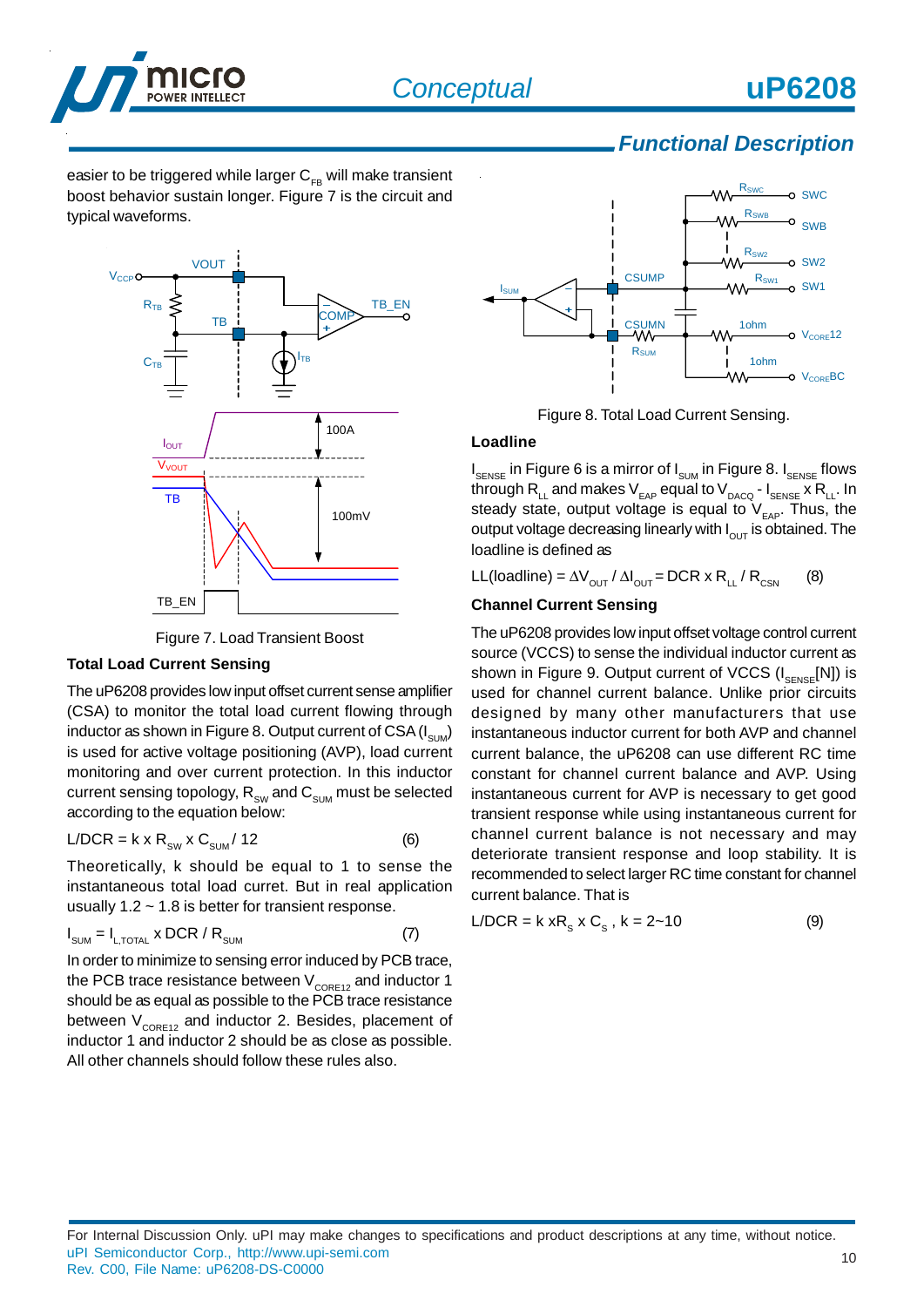## Functional Description

easier to be triggered while larger $C_{FB}$ will make transient boost behavior sustain longer. Figure 7 is the circuit and typical waveforms.

Figure 7. Load Transient Boost

### Total Load Current Sensing

The uP6208 provides low input offset current sense amplifier (CSA) to monitor the total load current flowing through inductor as shown in Figure 8. Output current of CSA ($I_{SUM}$) is used for active voltage positioning (AVP), load current monitoring and over current protection. In this inductor current sensing topology, $R_{SW}$ and $C_{SUM}$ must be selected according to the equation below:

$$L/DCR = k \times R_{SW} \times C_{SUM} / 12 \qquad (6)$$

Theoretically, k should be equal to 1 to sense the instantaneous total load curret. But in real application usually 1.2 ~ 1.8 is better for transient response.

$$I_{SUM} = I_{L,TOTAL} \times DCR / R_{SUM} \qquad (7)$$

In order to minimize to sensing error induced by PCB trace, the PCB trace resistance between $V_{CORE12}$ and inductor 1 should be as equal as possible to the PCB trace resistance between $V_{CORE12}$ and inductor 2. Besides, placement of inductor 1 and inductor 2 should be as close as possible. All other channels should follow these rules also.

Figure 8. Total Load Current Sensing.

### Loadline

$I_{SENSE}$ in Figure 6 is a mirror of $I_{SUM}$ in Figure 8. $I_{SENSE}$ flows through $R_{LL}$ and makes $V_{EAP}$ equal to $V_{DACQ} - I_{SENSE} \times R_{LL}$. In steady state, output voltage is equal to $V_{EAP}$. Thus, the output voltage decreasing linearly with $I_{OUT}$ is obtained. The loadline is defined as

$$LL(loadline) = \Delta V_{OUT} / \Delta I_{OUT} = DCR \times R_{LL} / R_{CSN} \qquad (8)$$

### Channel Current Sensing

The uP6208 provides low input offset voltage control current source (VCCS) to sense the individual inductor current as shown in Figure 9. Output current of VCCS ($I_{SENSE}[N]$) is used for channel current balance. Unlike prior circuits designed by many other manufacturers that use instantaneous inductor current for both AVP and channel current balance, the uP6208 can use different RC time constant for channel current balance and AVP. Using instantaneous current for AVP is necessary to get good transient response while using instantaneous current for channel current balance is not necessary and may deteriorate transient response and loop stability. It is recommended to select larger RC time constant for channel current balance. That is

$$L/DCR = k \times R_S \times C_S, \ k = 2 \sim 10 \qquad (9)$$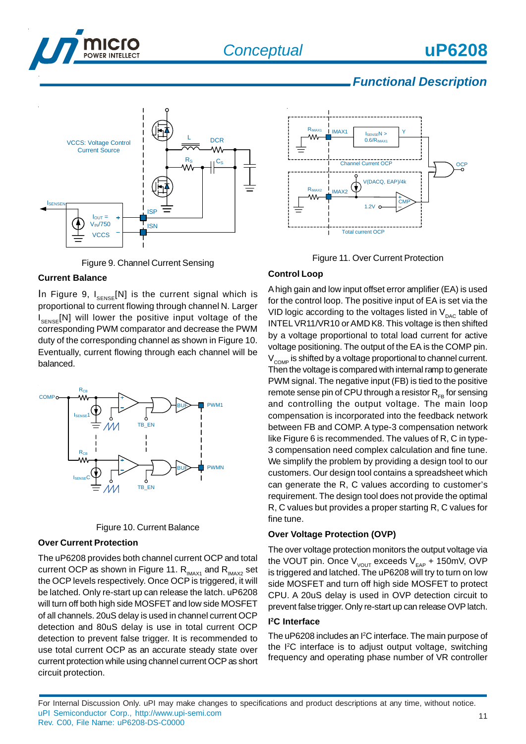## Functional Description

Figure 9. Channel Current Sensing

### Current Balance

In Figure 9, $I_{SENSE}$[N] is the current signal which is proportional to current flowing through channel N. Larger $I_{SENSE}$[N] will lower the positive input voltage of the corresponding PWM comparator and decrease the PWM duty of the corresponding channel as shown in Figure 10. Eventually, current flowing through each channel will be balanced.

Figure 10. Current Balance

### Over Current Protection

The uP6208 provides both channel current OCP and total current OCP as shown in Figure 11. $R_{IMAX1}$ and $R_{IMAX2}$ set the OCP levels respectively. Once OCP is triggered, it will be latched. Only re-start up can release the latch. uP6208 will turn off both high side MOSFET and low side MOSFET of all channels. 20uS delay is used in channel current OCP detection and 80uS delay is use in total current OCP detection to prevent false trigger. It is recommended to use total current OCP as an accurate steady state over current protection while using channel current OCP as short circuit protection.

Figure 11. Over Current Protection

### Control Loop

A high gain and low input offset error amplifier (EA) is used for the control loop. The positive input of EA is set via the VID logic according to the voltages listed in $V_{DAC}$ table of INTEL VR11/VR10 or AMD K8. This voltage is then shifted by a voltage proportional to total load current for active voltage positioning. The output of the EA is the COMP pin. $V_{COMP}$ is shifted by a voltage proportional to channel current. Then the voltage is compared with internal ramp to generate PWM signal. The negative input (FB) is tied to the positive remote sense pin of CPU through a resistor $R_{FB}$ for sensing and controlling the output voltage. The main loop compensation is incorporated into the feedback network between FB and COMP. A type-3 compensation network like Figure 6 is recommended. The values of R, C in type-3 compensation need complex calculation and fine tune. We simplify the problem by providing a design tool to our customers. Our design tool contains a spreadsheet which can generate the R, C values according to customer's requirement. The design tool does not provide the optimal R, C values but provides a proper starting R, C values for fine tune.

### Over Voltage Protection (OVP)

The over voltage protection monitors the output voltage via the VOUT pin. Once $V_{VOUT}$ exceeds $V_{EAP}$ + 150mV, OVP is triggered and latched. The uP6208 will try to turn on low side MOSFET and turn off high side MOSFET to protect CPU. A 20uS delay is used in OVP detection circuit to prevent false trigger. Only re-start up can release OVP latch.

### I²C Interface

The uP6208 includes an I²C interface. The main purpose of the I²C interface is to adjust output voltage, switching frequency and operating phase number of VR controller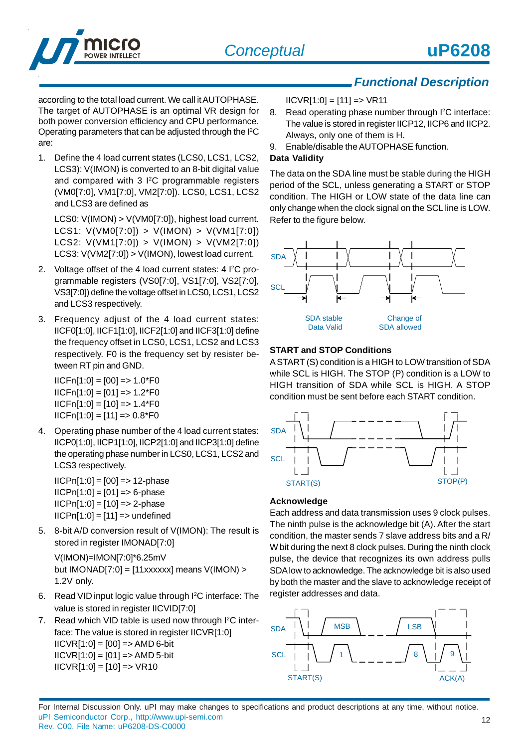## Functional Description

according to the total load current. We call it AUTOPHASE. The target of AUTOPHASE is an optimal VR design for both power conversion efficiency and CPU performance. Operating parameters that can be adjusted through the I²C are:

1. Define the 4 load current states (LCS0, LCS1, LCS2, LCS3): V(IMON) is converted to an 8-bit digital value and compared with 3 I²C programmable registers (VM0[7:0], VM1[7:0], VM2[7:0]). LCS0, LCS1, LCS2 and LCS3 are defined as

   LCS0: V(IMON) > V(VM0[7:0]), highest load current.
   LCS1: V(VM0[7:0]) > V(IMON) > V(VM1[7:0])
   LCS2: V(VM1[7:0]) > V(IMON) > V(VM2[7:0])
   LCS3: V(VM2[7:0]) > V(IMON), lowest load current.

2. Voltage offset of the 4 load current states: 4 I²C programmable registers (VS0[7:0], VS1[7:0], VS2[7:0], VS3[7:0]) define the voltage offset in LCS0, LCS1, LCS2 and LCS3 respectively.

3. Frequency adjust of the 4 load current states: IICF0[1:0], IICF1[1:0], IICF2[1:0] and IICF3[1:0] define the frequency offset in LCS0, LCS1, LCS2 and LCS3 respectively. F0 is the frequency set by resister between RT pin and GND.

   IICFn[1:0] = [00] => 1.0*F0
   IICFn[1:0] = [01] => 1.2*F0
   IICFn[1:0] = [10] => 1.4*F0
   IICFn[1:0] = [11] => 0.8*F0

4. Operating phase number of the 4 load current states: IICP0[1:0], IICP1[1:0], IICP2[1:0] and IICP3[1:0] define the operating phase number in LCS0, LCS1, LCS2 and LCS3 respectively.

   IICPn[1:0] = [00] => 12-phase
   IICPn[1:0] = [01] => 6-phase
   IICPn[1:0] = [10] => 2-phase
   IICPn[1:0] = [11] => undefined

5. 8-bit A/D conversion result of V(IMON): The result is stored in register IMONAD[7:0]

   V(IMON)=IMON[7:0]*6.25mV
   but IMONAD[7:0] = [11xxxxxx] means V(IMON) > 1.2V only.

6. Read VID input logic value through I²C interface: The value is stored in register IICVID[7:0]

7. Read which VID table is used now through I²C interface: The value is stored in register IICVR[1:0]
   IICVR[1:0] = [00] => AMD 6-bit
   IICVR[1:0] = [01] => AMD 5-bit
   IICVR[1:0] = [10] => VR10
   IICVR[1:0] = [11] => VR11

8. Read operating phase number through I²C interface: The value is stored in register IICP12, IICP6 and IICP2. Always, only one of them is H.

9. Enable/disable the AUTOPHASE function.

**Data Validity**

The data on the SDA line must be stable during the HIGH period of the SCL, unless generating a START or STOP condition. The HIGH or LOW state of the data line can only change when the clock signal on the SCL line is LOW. Refer to the figure below.

SDA stable Data Valid — Change of SDA allowed

**START and STOP Conditions**

A START (S) condition is a HIGH to LOW transition of SDA while SCL is HIGH. The STOP (P) condition is a LOW to HIGH transition of SDA while SCL is HIGH. A STOP condition must be sent before each START condition.

START(S) — STOP(P)

**Acknowledge**

Each address and data transmission uses 9 clock pulses. The ninth pulse is the acknowledge bit (A). After the start condition, the master sends 7 slave address bits and a R/W bit during the next 8 clock pulses. During the ninth clock pulse, the device that recognizes its own address pulls SDA low to acknowledge. The acknowledge bit is also used by both the master and the slave to acknowledge receipt of register addresses and data.

START(S) — ACK(A)

For Internal Discussion Only. uPI may make changes to specifications and product descriptions at any time, without notice.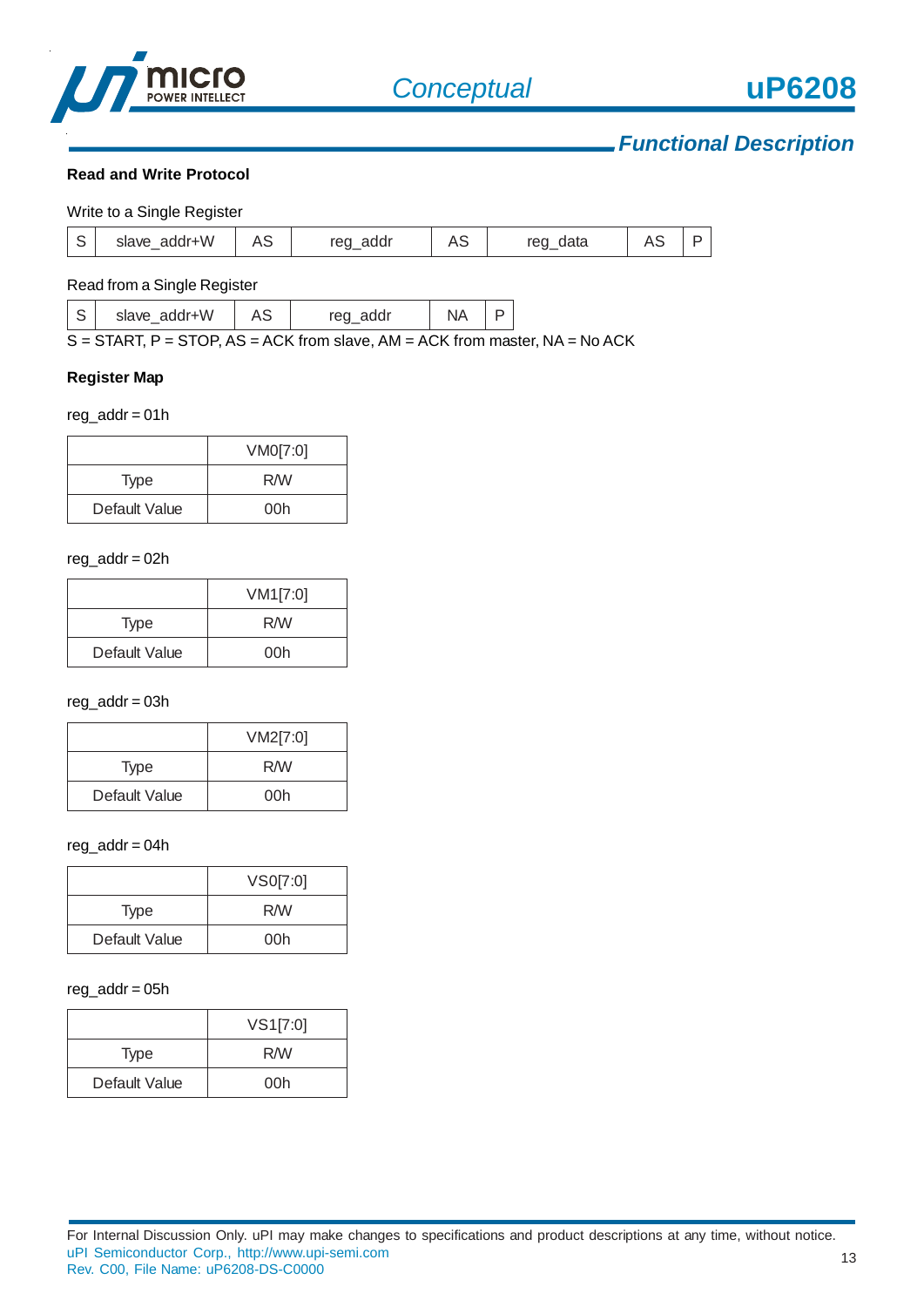## Functional Description

**Read and Write Protocol**

Write to a Single Register

| S | slave_addr+W | AS | reg_addr | AS | reg_data | AS | P |
|---|---|---|---|---|---|---|---|

Read from a Single Register

| S | slave_addr+W | AS | reg_addr | NA | P |
|---|---|---|---|---|---|

S = START, P = STOP, AS = ACK from slave, AM = ACK from master, NA = No ACK

**Register Map**

reg_addr = 01h

| | VM0[7:0] |
|---|---|
| Type | R/W |
| Default Value | 00h |

reg_addr = 02h

| | VM1[7:0] |
|---|---|
| Type | R/W |
| Default Value | 00h |

reg_addr = 03h

| | VM2[7:0] |
|---|---|
| Type | R/W |
| Default Value | 00h |

reg_addr = 04h

| | VS0[7:0] |
|---|---|
| Type | R/W |
| Default Value | 00h |

reg_addr = 05h

| | VS1[7:0] |
|---|---|
| Type | R/W |
| Default Value | 00h |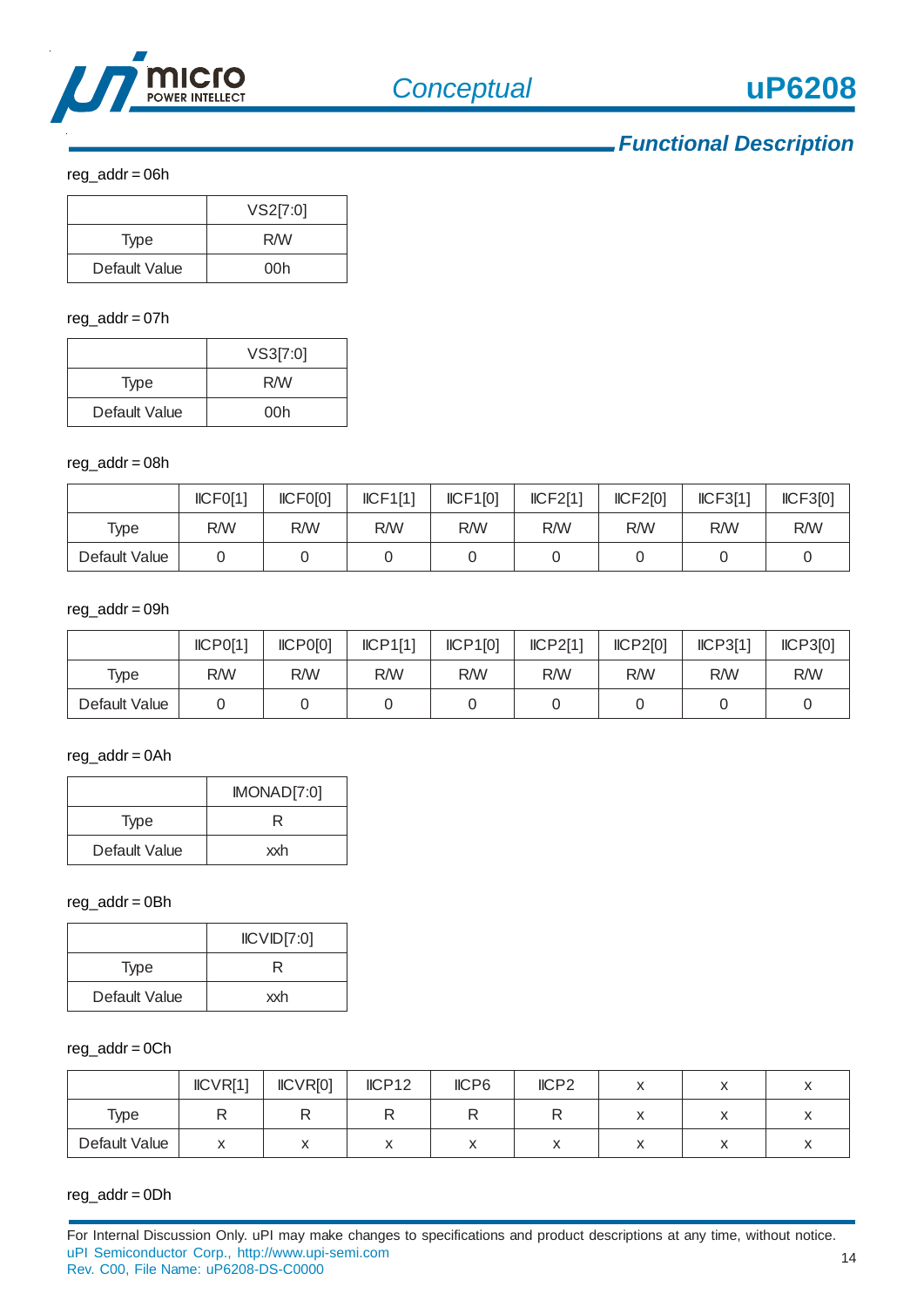## Functional Description

reg_addr = 06h

| | VS2[7:0] |
|---|---|
| Type | R/W |
| Default Value | 00h |

reg_addr = 07h

| | VS3[7:0] |
|---|---|
| Type | R/W |
| Default Value | 00h |

reg_addr = 08h

| | IICF0[1] | IICF0[0] | IICF1[1] | IICF1[0] | IICF2[1] | IICF2[0] | IICF3[1] | IICF3[0] |
|---|---|---|---|---|---|---|---|---|
| Type | R/W | R/W | R/W | R/W | R/W | R/W | R/W | R/W |
| Default Value | 0 | 0 | 0 | 0 | 0 | 0 | 0 | 0 |

reg_addr = 09h

| | IICP0[1] | IICP0[0] | IICP1[1] | IICP1[0] | IICP2[1] | IICP2[0] | IICP3[1] | IICP3[0] |
|---|---|---|---|---|---|---|---|---|
| Type | R/W | R/W | R/W | R/W | R/W | R/W | R/W | R/W |
| Default Value | 0 | 0 | 0 | 0 | 0 | 0 | 0 | 0 |

reg_addr = 0Ah

| | IMONAD[7:0] |
|---|---|
| Type | R |
| Default Value | xxh |

reg_addr = 0Bh

| | IICVID[7:0] |
|---|---|
| Type | R |
| Default Value | xxh |

reg_addr = 0Ch

| | IICVR[1] | IICVR[0] | IICP12 | IICP6 | IICP2 | x | x | x |
|---|---|---|---|---|---|---|---|---|
| Type | R | R | R | R | R | x | x | x |
| Default Value | x | x | x | x | x | x | x | x |

reg_addr = 0Dh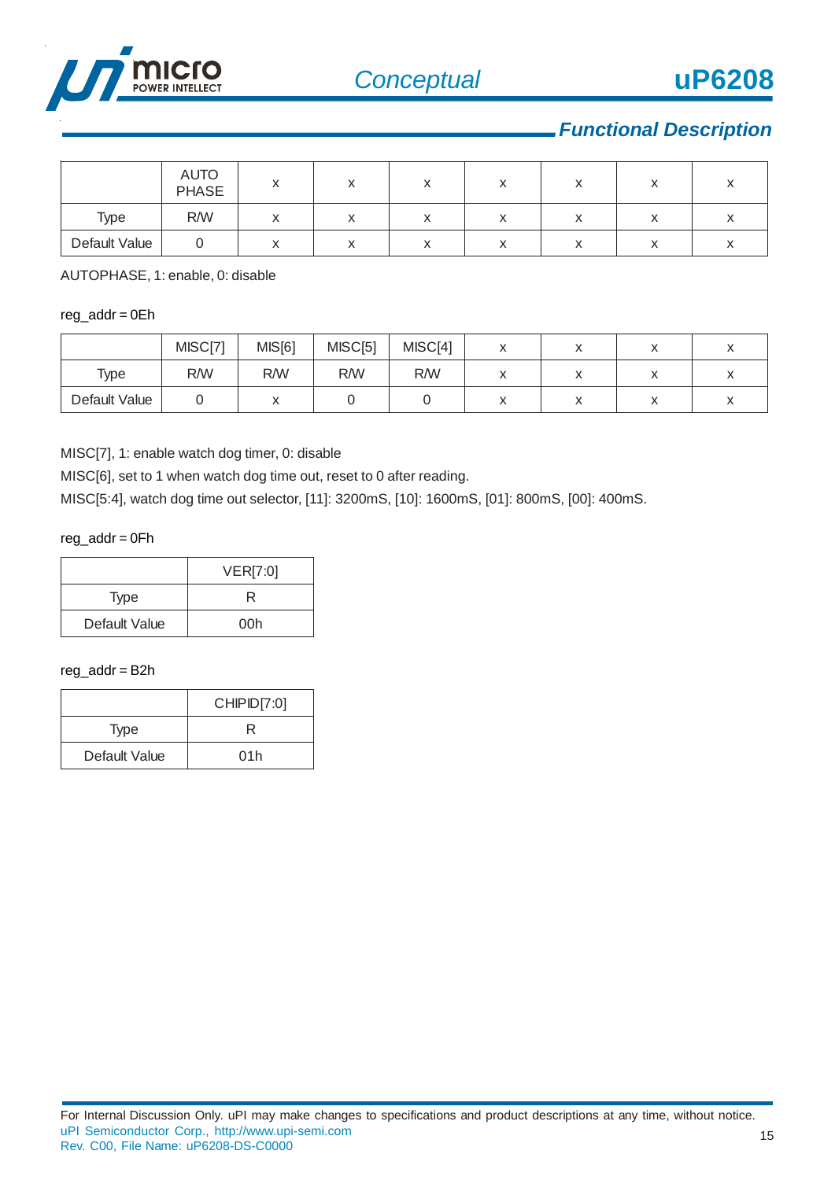## Functional Description

| | AUTO PHASE | x | x | x | x | x | x | x |
|---|---|---|---|---|---|---|---|---|
| Type | R/W | x | x | x | x | x | x | x |
| Default Value | 0 | x | x | x | x | x | x | x |

AUTOPHASE, 1: enable, 0: disable

reg_addr = 0Eh

| | MISC[7] | MIS[6] | MISC[5] | MISC[4] | x | x | x | x |
|---|---|---|---|---|---|---|---|---|
| Type | R/W | R/W | R/W | R/W | x | x | x | x |
| Default Value | 0 | x | 0 | 0 | x | x | x | x |

MISC[7], 1: enable watch dog timer, 0: disable

MISC[6], set to 1 when watch dog time out, reset to 0 after reading.

MISC[5:4], watch dog time out selector, [11]: 3200mS, [10]: 1600mS, [01]: 800mS, [00]: 400mS.

reg_addr = 0Fh

| | VER[7:0] |
|---|---|
| Type | R |
| Default Value | 00h |

reg_addr = B2h

| | CHIPID[7:0] |
|---|---|
| Type | R |
| Default Value | 01h |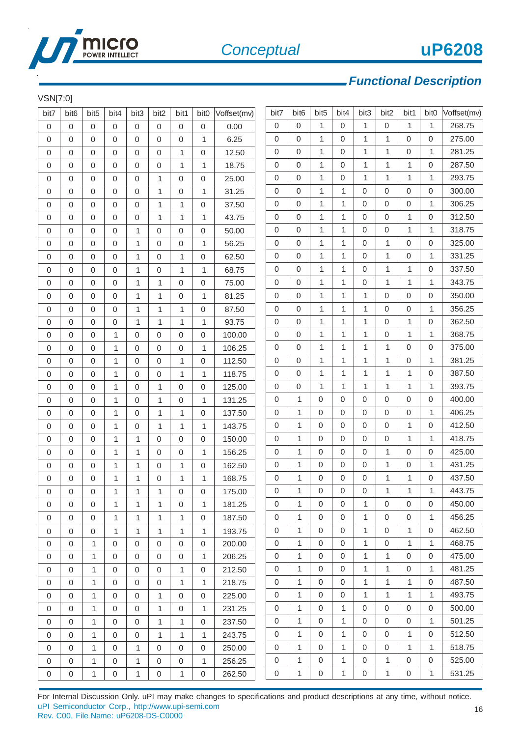## Functional Description

VSN[7:0]

| bit7 | bit6 | bit5 | bit4 | bit3 | bit2 | bit1 | bit0 | Voffset(mv) |
|---|---|---|---|---|---|---|---|---|
| 0 | 0 | 0 | 0 | 0 | 0 | 0 | 0 | 0.00 |
| 0 | 0 | 0 | 0 | 0 | 0 | 0 | 1 | 6.25 |
| 0 | 0 | 0 | 0 | 0 | 0 | 1 | 0 | 12.50 |
| 0 | 0 | 0 | 0 | 0 | 0 | 1 | 1 | 18.75 |
| 0 | 0 | 0 | 0 | 0 | 1 | 0 | 0 | 25.00 |
| 0 | 0 | 0 | 0 | 0 | 1 | 0 | 1 | 31.25 |
| 0 | 0 | 0 | 0 | 0 | 1 | 1 | 0 | 37.50 |
| 0 | 0 | 0 | 0 | 0 | 1 | 1 | 1 | 43.75 |
| 0 | 0 | 0 | 0 | 1 | 0 | 0 | 0 | 50.00 |
| 0 | 0 | 0 | 0 | 1 | 0 | 0 | 1 | 56.25 |
| 0 | 0 | 0 | 0 | 1 | 0 | 1 | 0 | 62.50 |
| 0 | 0 | 0 | 0 | 1 | 0 | 1 | 1 | 68.75 |
| 0 | 0 | 0 | 0 | 1 | 1 | 0 | 0 | 75.00 |
| 0 | 0 | 0 | 0 | 1 | 1 | 0 | 1 | 81.25 |
| 0 | 0 | 0 | 0 | 1 | 1 | 1 | 0 | 87.50 |
| 0 | 0 | 0 | 0 | 1 | 1 | 1 | 1 | 93.75 |
| 0 | 0 | 0 | 1 | 0 | 0 | 0 | 0 | 100.00 |
| 0 | 0 | 0 | 1 | 0 | 0 | 0 | 1 | 106.25 |
| 0 | 0 | 0 | 1 | 0 | 0 | 1 | 0 | 112.50 |
| 0 | 0 | 0 | 1 | 0 | 0 | 1 | 1 | 118.75 |
| 0 | 0 | 0 | 1 | 0 | 1 | 0 | 0 | 125.00 |
| 0 | 0 | 0 | 1 | 0 | 1 | 0 | 1 | 131.25 |
| 0 | 0 | 0 | 1 | 0 | 1 | 1 | 0 | 137.50 |
| 0 | 0 | 0 | 1 | 0 | 1 | 1 | 1 | 143.75 |
| 0 | 0 | 0 | 1 | 1 | 0 | 0 | 0 | 150.00 |
| 0 | 0 | 0 | 1 | 1 | 0 | 0 | 1 | 156.25 |
| 0 | 0 | 0 | 1 | 1 | 0 | 1 | 0 | 162.50 |
| 0 | 0 | 0 | 1 | 1 | 0 | 1 | 1 | 168.75 |
| 0 | 0 | 0 | 1 | 1 | 1 | 0 | 0 | 175.00 |
| 0 | 0 | 0 | 1 | 1 | 1 | 0 | 1 | 181.25 |
| 0 | 0 | 0 | 1 | 1 | 1 | 1 | 0 | 187.50 |
| 0 | 0 | 0 | 1 | 1 | 1 | 1 | 1 | 193.75 |
| 0 | 0 | 1 | 0 | 0 | 0 | 0 | 0 | 200.00 |
| 0 | 0 | 1 | 0 | 0 | 0 | 0 | 1 | 206.25 |
| 0 | 0 | 1 | 0 | 0 | 0 | 1 | 0 | 212.50 |
| 0 | 0 | 1 | 0 | 0 | 0 | 1 | 1 | 218.75 |
| 0 | 0 | 1 | 0 | 0 | 1 | 0 | 0 | 225.00 |
| 0 | 0 | 1 | 0 | 0 | 1 | 0 | 1 | 231.25 |
| 0 | 0 | 1 | 0 | 0 | 1 | 1 | 0 | 237.50 |
| 0 | 0 | 1 | 0 | 0 | 1 | 1 | 1 | 243.75 |
| 0 | 0 | 1 | 0 | 1 | 0 | 0 | 0 | 250.00 |
| 0 | 0 | 1 | 0 | 1 | 0 | 0 | 1 | 256.25 |
| 0 | 0 | 1 | 0 | 1 | 0 | 1 | 0 | 262.50 |
| 0 | 0 | 1 | 0 | 1 | 0 | 1 | 1 | 268.75 |
| 0 | 0 | 1 | 0 | 1 | 1 | 0 | 0 | 275.00 |
| 0 | 0 | 1 | 0 | 1 | 1 | 0 | 1 | 281.25 |
| 0 | 0 | 1 | 0 | 1 | 1 | 1 | 0 | 287.50 |
| 0 | 0 | 1 | 0 | 1 | 1 | 1 | 1 | 293.75 |
| 0 | 0 | 1 | 1 | 0 | 0 | 0 | 0 | 300.00 |
| 0 | 0 | 1 | 1 | 0 | 0 | 0 | 1 | 306.25 |
| 0 | 0 | 1 | 1 | 0 | 0 | 1 | 0 | 312.50 |
| 0 | 0 | 1 | 1 | 0 | 0 | 1 | 1 | 318.75 |
| 0 | 0 | 1 | 1 | 0 | 1 | 0 | 0 | 325.00 |
| 0 | 0 | 1 | 1 | 0 | 1 | 0 | 1 | 331.25 |
| 0 | 0 | 1 | 1 | 0 | 1 | 1 | 0 | 337.50 |
| 0 | 0 | 1 | 1 | 0 | 1 | 1 | 1 | 343.75 |
| 0 | 0 | 1 | 1 | 1 | 0 | 0 | 0 | 350.00 |
| 0 | 0 | 1 | 1 | 1 | 0 | 0 | 1 | 356.25 |
| 0 | 0 | 1 | 1 | 1 | 0 | 1 | 0 | 362.50 |
| 0 | 0 | 1 | 1 | 1 | 0 | 1 | 1 | 368.75 |
| 0 | 0 | 1 | 1 | 1 | 1 | 0 | 0 | 375.00 |
| 0 | 0 | 1 | 1 | 1 | 1 | 0 | 1 | 381.25 |
| 0 | 0 | 1 | 1 | 1 | 1 | 1 | 0 | 387.50 |
| 0 | 0 | 1 | 1 | 1 | 1 | 1 | 1 | 393.75 |
| 0 | 1 | 0 | 0 | 0 | 0 | 0 | 0 | 400.00 |
| 0 | 1 | 0 | 0 | 0 | 0 | 0 | 1 | 406.25 |
| 0 | 1 | 0 | 0 | 0 | 0 | 1 | 0 | 412.50 |
| 0 | 1 | 0 | 0 | 0 | 0 | 1 | 1 | 418.75 |
| 0 | 1 | 0 | 0 | 0 | 1 | 0 | 0 | 425.00 |
| 0 | 1 | 0 | 0 | 0 | 1 | 0 | 1 | 431.25 |
| 0 | 1 | 0 | 0 | 0 | 1 | 1 | 0 | 437.50 |
| 0 | 1 | 0 | 0 | 0 | 1 | 1 | 1 | 443.75 |
| 0 | 1 | 0 | 0 | 1 | 0 | 0 | 0 | 450.00 |
| 0 | 1 | 0 | 0 | 1 | 0 | 0 | 1 | 456.25 |
| 0 | 1 | 0 | 0 | 1 | 0 | 1 | 0 | 462.50 |
| 0 | 1 | 0 | 0 | 1 | 0 | 1 | 1 | 468.75 |
| 0 | 1 | 0 | 0 | 1 | 1 | 0 | 0 | 475.00 |
| 0 | 1 | 0 | 0 | 1 | 1 | 0 | 1 | 481.25 |
| 0 | 1 | 0 | 0 | 1 | 1 | 1 | 0 | 487.50 |
| 0 | 1 | 0 | 0 | 1 | 1 | 1 | 1 | 493.75 |
| 0 | 1 | 0 | 1 | 0 | 0 | 0 | 0 | 500.00 |
| 0 | 1 | 0 | 1 | 0 | 0 | 0 | 1 | 501.25 |
| 0 | 1 | 0 | 1 | 0 | 0 | 1 | 0 | 512.50 |
| 0 | 1 | 0 | 1 | 0 | 0 | 1 | 1 | 518.75 |
| 0 | 1 | 0 | 1 | 0 | 1 | 0 | 0 | 525.00 |
| 0 | 1 | 0 | 1 | 0 | 1 | 0 | 1 | 531.25 |

For Internal Discussion Only. uPI may make changes to specifications and product descriptions at any time, without notice.
uPI Semiconductor Corp., http://www.upi-semi.com
Rev. C00, File Name: uP6208-DS-C0000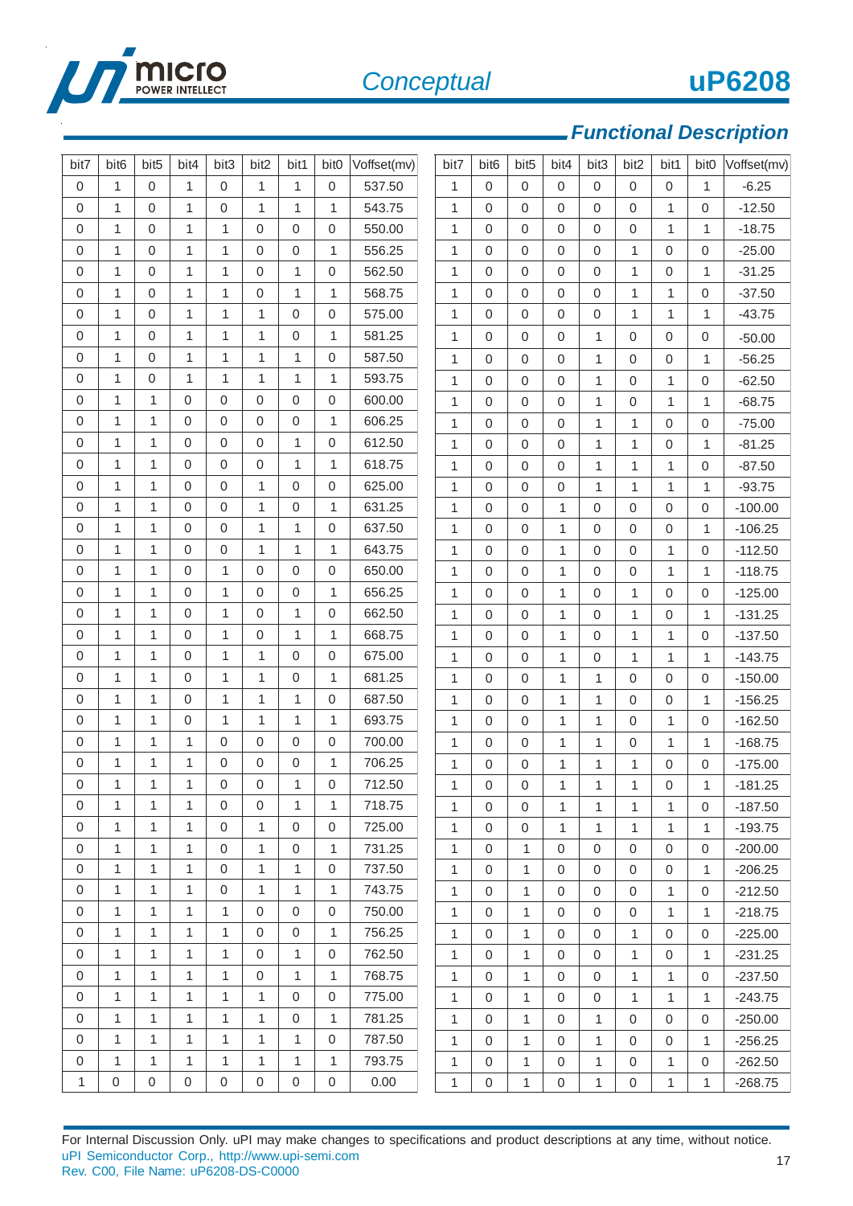## Functional Description

| bit7 | bit6 | bit5 | bit4 | bit3 | bit2 | bit1 | bit0 | Voffset(mv) |
|---|---|---|---|---|---|---|---|---|
| 0 | 1 | 0 | 1 | 0 | 1 | 1 | 0 | 537.50 |
| 0 | 1 | 0 | 1 | 0 | 1 | 1 | 1 | 543.75 |
| 0 | 1 | 0 | 1 | 1 | 0 | 0 | 0 | 550.00 |
| 0 | 1 | 0 | 1 | 1 | 0 | 0 | 1 | 556.25 |
| 0 | 1 | 0 | 1 | 1 | 0 | 1 | 0 | 562.50 |
| 0 | 1 | 0 | 1 | 1 | 0 | 1 | 1 | 568.75 |
| 0 | 1 | 0 | 1 | 1 | 1 | 0 | 0 | 575.00 |
| 0 | 1 | 0 | 1 | 1 | 1 | 0 | 1 | 581.25 |
| 0 | 1 | 0 | 1 | 1 | 1 | 1 | 0 | 587.50 |
| 0 | 1 | 0 | 1 | 1 | 1 | 1 | 1 | 593.75 |
| 0 | 1 | 1 | 0 | 0 | 0 | 0 | 0 | 600.00 |
| 0 | 1 | 1 | 0 | 0 | 0 | 0 | 1 | 606.25 |
| 0 | 1 | 1 | 0 | 0 | 0 | 1 | 0 | 612.50 |
| 0 | 1 | 1 | 0 | 0 | 0 | 1 | 1 | 618.75 |
| 0 | 1 | 1 | 0 | 0 | 1 | 0 | 0 | 625.00 |
| 0 | 1 | 1 | 0 | 0 | 1 | 0 | 1 | 631.25 |
| 0 | 1 | 1 | 0 | 0 | 1 | 1 | 0 | 637.50 |
| 0 | 1 | 1 | 0 | 0 | 1 | 1 | 1 | 643.75 |
| 0 | 1 | 1 | 0 | 1 | 0 | 0 | 0 | 650.00 |
| 0 | 1 | 1 | 0 | 1 | 0 | 0 | 1 | 656.25 |
| 0 | 1 | 1 | 0 | 1 | 0 | 1 | 0 | 662.50 |
| 0 | 1 | 1 | 0 | 1 | 0 | 1 | 1 | 668.75 |
| 0 | 1 | 1 | 0 | 1 | 1 | 0 | 0 | 675.00 |
| 0 | 1 | 1 | 0 | 1 | 1 | 0 | 1 | 681.25 |
| 0 | 1 | 1 | 0 | 1 | 1 | 1 | 0 | 687.50 |
| 0 | 1 | 1 | 0 | 1 | 1 | 1 | 1 | 693.75 |
| 0 | 1 | 1 | 1 | 0 | 0 | 0 | 0 | 700.00 |
| 0 | 1 | 1 | 1 | 0 | 0 | 0 | 1 | 706.25 |
| 0 | 1 | 1 | 1 | 0 | 0 | 1 | 0 | 712.50 |
| 0 | 1 | 1 | 1 | 0 | 0 | 1 | 1 | 718.75 |
| 0 | 1 | 1 | 1 | 0 | 1 | 0 | 0 | 725.00 |
| 0 | 1 | 1 | 1 | 0 | 1 | 0 | 1 | 731.25 |
| 0 | 1 | 1 | 1 | 0 | 1 | 1 | 0 | 737.50 |
| 0 | 1 | 1 | 1 | 0 | 1 | 1 | 1 | 743.75 |
| 0 | 1 | 1 | 1 | 1 | 0 | 0 | 0 | 750.00 |
| 0 | 1 | 1 | 1 | 1 | 0 | 0 | 1 | 756.25 |
| 0 | 1 | 1 | 1 | 1 | 0 | 1 | 0 | 762.50 |
| 0 | 1 | 1 | 1 | 1 | 0 | 1 | 1 | 768.75 |
| 0 | 1 | 1 | 1 | 1 | 1 | 0 | 0 | 775.00 |
| 0 | 1 | 1 | 1 | 1 | 1 | 0 | 1 | 781.25 |
| 0 | 1 | 1 | 1 | 1 | 1 | 1 | 0 | 787.50 |
| 0 | 1 | 1 | 1 | 1 | 1 | 1 | 1 | 793.75 |
| 1 | 0 | 0 | 0 | 0 | 0 | 0 | 0 | 0.00 |
| 1 | 0 | 0 | 0 | 0 | 0 | 0 | 1 | -6.25 |
| 1 | 0 | 0 | 0 | 0 | 0 | 1 | 0 | -12.50 |
| 1 | 0 | 0 | 0 | 0 | 0 | 1 | 1 | -18.75 |
| 1 | 0 | 0 | 0 | 0 | 1 | 0 | 0 | -25.00 |
| 1 | 0 | 0 | 0 | 0 | 1 | 0 | 1 | -31.25 |
| 1 | 0 | 0 | 0 | 0 | 1 | 1 | 0 | -37.50 |
| 1 | 0 | 0 | 0 | 0 | 1 | 1 | 1 | -43.75 |
| 1 | 0 | 0 | 0 | 1 | 0 | 0 | 0 | -50.00 |
| 1 | 0 | 0 | 0 | 1 | 0 | 0 | 1 | -56.25 |
| 1 | 0 | 0 | 0 | 1 | 0 | 1 | 0 | -62.50 |
| 1 | 0 | 0 | 0 | 1 | 0 | 1 | 1 | -68.75 |
| 1 | 0 | 0 | 0 | 1 | 1 | 0 | 0 | -75.00 |
| 1 | 0 | 0 | 0 | 1 | 1 | 0 | 1 | -81.25 |
| 1 | 0 | 0 | 0 | 1 | 1 | 1 | 0 | -87.50 |
| 1 | 0 | 0 | 0 | 1 | 1 | 1 | 1 | -93.75 |
| 1 | 0 | 0 | 1 | 0 | 0 | 0 | 0 | -100.00 |
| 1 | 0 | 0 | 1 | 0 | 0 | 0 | 1 | -106.25 |
| 1 | 0 | 0 | 1 | 0 | 0 | 1 | 0 | -112.50 |
| 1 | 0 | 0 | 1 | 0 | 0 | 1 | 1 | -118.75 |
| 1 | 0 | 0 | 1 | 0 | 1 | 0 | 0 | -125.00 |
| 1 | 0 | 0 | 1 | 0 | 1 | 0 | 1 | -131.25 |
| 1 | 0 | 0 | 1 | 0 | 1 | 1 | 0 | -137.50 |
| 1 | 0 | 0 | 1 | 0 | 1 | 1 | 1 | -143.75 |
| 1 | 0 | 0 | 1 | 1 | 0 | 0 | 0 | -150.00 |
| 1 | 0 | 0 | 1 | 1 | 0 | 0 | 1 | -156.25 |
| 1 | 0 | 0 | 1 | 1 | 0 | 1 | 0 | -162.50 |
| 1 | 0 | 0 | 1 | 1 | 0 | 1 | 1 | -168.75 |
| 1 | 0 | 0 | 1 | 1 | 1 | 0 | 0 | -175.00 |
| 1 | 0 | 0 | 1 | 1 | 1 | 0 | 1 | -181.25 |
| 1 | 0 | 0 | 1 | 1 | 1 | 1 | 0 | -187.50 |
| 1 | 0 | 0 | 1 | 1 | 1 | 1 | 1 | -193.75 |
| 1 | 0 | 1 | 0 | 0 | 0 | 0 | 0 | -200.00 |
| 1 | 0 | 1 | 0 | 0 | 0 | 0 | 1 | -206.25 |
| 1 | 0 | 1 | 0 | 0 | 0 | 1 | 0 | -212.50 |
| 1 | 0 | 1 | 0 | 0 | 0 | 1 | 1 | -218.75 |
| 1 | 0 | 1 | 0 | 0 | 1 | 0 | 0 | -225.00 |
| 1 | 0 | 1 | 0 | 0 | 1 | 0 | 1 | -231.25 |
| 1 | 0 | 1 | 0 | 0 | 1 | 1 | 0 | -237.50 |
| 1 | 0 | 1 | 0 | 0 | 1 | 1 | 1 | -243.75 |
| 1 | 0 | 1 | 0 | 1 | 0 | 0 | 0 | -250.00 |
| 1 | 0 | 1 | 0 | 1 | 0 | 0 | 1 | -256.25 |
| 1 | 0 | 1 | 0 | 1 | 0 | 1 | 0 | -262.50 |
| 1 | 0 | 1 | 0 | 1 | 0 | 1 | 1 | -268.75 |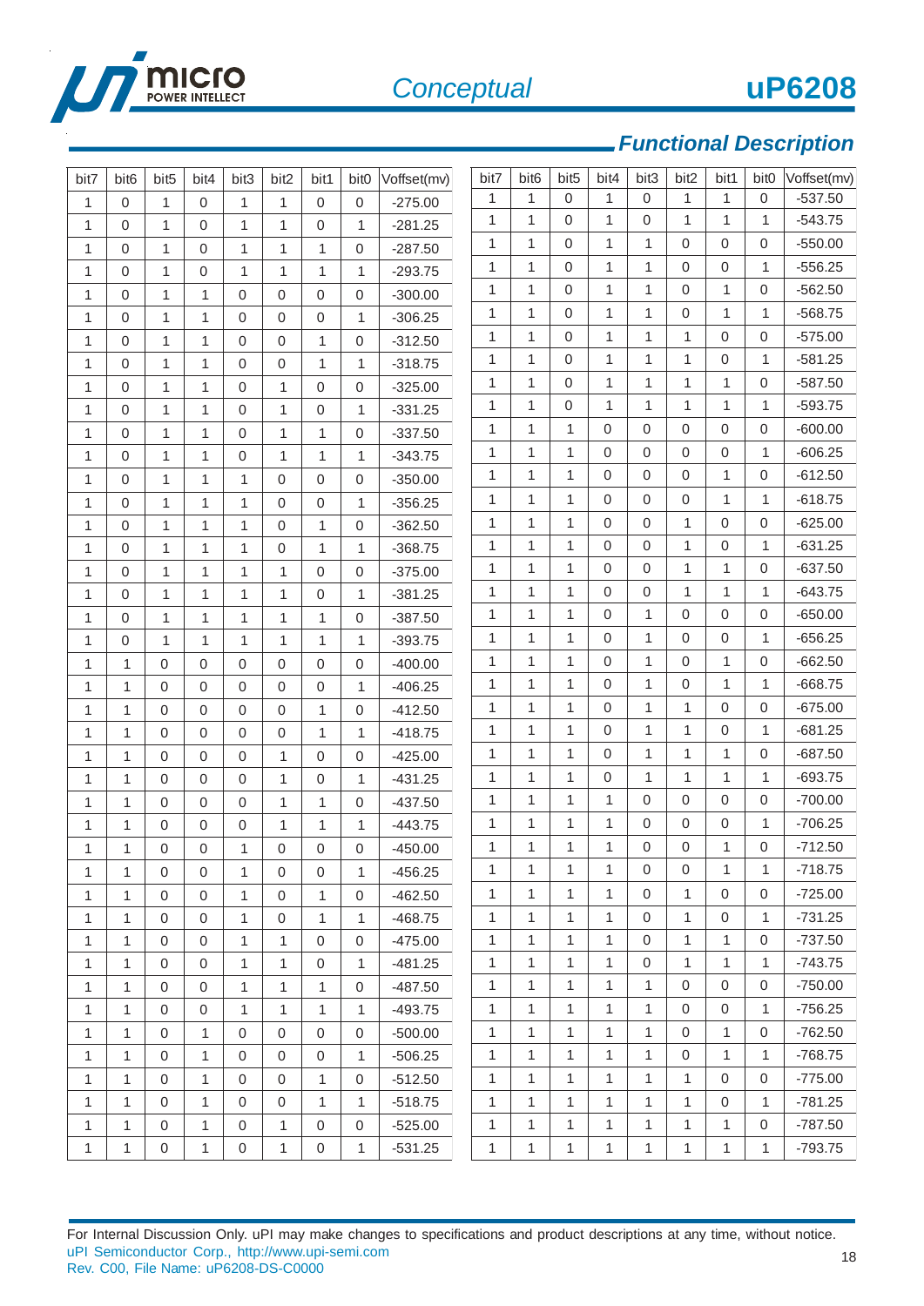## Functional Description

| bit7 | bit6 | bit5 | bit4 | bit3 | bit2 | bit1 | bit0 | Voffset(mv) |
|---|---|---|---|---|---|---|---|---|
| 1 | 0 | 1 | 0 | 1 | 1 | 0 | 0 | -275.00 |
| 1 | 0 | 1 | 0 | 1 | 1 | 0 | 1 | -281.25 |
| 1 | 0 | 1 | 0 | 1 | 1 | 1 | 0 | -287.50 |
| 1 | 0 | 1 | 0 | 1 | 1 | 1 | 1 | -293.75 |
| 1 | 0 | 1 | 1 | 0 | 0 | 0 | 0 | -300.00 |
| 1 | 0 | 1 | 1 | 0 | 0 | 0 | 1 | -306.25 |
| 1 | 0 | 1 | 1 | 0 | 0 | 1 | 0 | -312.50 |
| 1 | 0 | 1 | 1 | 0 | 0 | 1 | 1 | -318.75 |
| 1 | 0 | 1 | 1 | 0 | 1 | 0 | 0 | -325.00 |
| 1 | 0 | 1 | 1 | 0 | 1 | 0 | 1 | -331.25 |
| 1 | 0 | 1 | 1 | 0 | 1 | 1 | 0 | -337.50 |
| 1 | 0 | 1 | 1 | 0 | 1 | 1 | 1 | -343.75 |
| 1 | 0 | 1 | 1 | 1 | 0 | 0 | 0 | -350.00 |
| 1 | 0 | 1 | 1 | 1 | 0 | 0 | 1 | -356.25 |
| 1 | 0 | 1 | 1 | 1 | 0 | 1 | 0 | -362.50 |
| 1 | 0 | 1 | 1 | 1 | 0 | 1 | 1 | -368.75 |
| 1 | 0 | 1 | 1 | 1 | 1 | 0 | 0 | -375.00 |
| 1 | 0 | 1 | 1 | 1 | 1 | 0 | 1 | -381.25 |
| 1 | 0 | 1 | 1 | 1 | 1 | 1 | 0 | -387.50 |
| 1 | 0 | 1 | 1 | 1 | 1 | 1 | 1 | -393.75 |
| 1 | 1 | 0 | 0 | 0 | 0 | 0 | 0 | -400.00 |
| 1 | 1 | 0 | 0 | 0 | 0 | 0 | 1 | -406.25 |
| 1 | 1 | 0 | 0 | 0 | 0 | 1 | 0 | -412.50 |
| 1 | 1 | 0 | 0 | 0 | 0 | 1 | 1 | -418.75 |
| 1 | 1 | 0 | 0 | 0 | 1 | 0 | 0 | -425.00 |
| 1 | 1 | 0 | 0 | 0 | 1 | 0 | 1 | -431.25 |
| 1 | 1 | 0 | 0 | 0 | 1 | 1 | 0 | -437.50 |
| 1 | 1 | 0 | 0 | 0 | 1 | 1 | 1 | -443.75 |
| 1 | 1 | 0 | 0 | 1 | 0 | 0 | 0 | -450.00 |
| 1 | 1 | 0 | 0 | 1 | 0 | 0 | 1 | -456.25 |
| 1 | 1 | 0 | 0 | 1 | 0 | 1 | 0 | -462.50 |
| 1 | 1 | 0 | 0 | 1 | 0 | 1 | 1 | -468.75 |
| 1 | 1 | 0 | 0 | 1 | 1 | 0 | 0 | -475.00 |
| 1 | 1 | 0 | 0 | 1 | 1 | 0 | 1 | -481.25 |
| 1 | 1 | 0 | 0 | 1 | 1 | 1 | 0 | -487.50 |
| 1 | 1 | 0 | 0 | 1 | 1 | 1 | 1 | -493.75 |
| 1 | 1 | 0 | 1 | 0 | 0 | 0 | 0 | -500.00 |
| 1 | 1 | 0 | 1 | 0 | 0 | 0 | 1 | -506.25 |
| 1 | 1 | 0 | 1 | 0 | 0 | 1 | 0 | -512.50 |
| 1 | 1 | 0 | 1 | 0 | 0 | 1 | 1 | -518.75 |
| 1 | 1 | 0 | 1 | 0 | 1 | 0 | 0 | -525.00 |
| 1 | 1 | 0 | 1 | 0 | 1 | 0 | 1 | -531.25 |
| 1 | 1 | 0 | 1 | 0 | 1 | 1 | 0 | -537.50 |
| 1 | 1 | 0 | 1 | 0 | 1 | 1 | 1 | -543.75 |
| 1 | 1 | 0 | 1 | 1 | 0 | 0 | 0 | -550.00 |
| 1 | 1 | 0 | 1 | 1 | 0 | 0 | 1 | -556.25 |
| 1 | 1 | 0 | 1 | 1 | 0 | 1 | 0 | -562.50 |
| 1 | 1 | 0 | 1 | 1 | 0 | 1 | 1 | -568.75 |
| 1 | 1 | 0 | 1 | 1 | 1 | 0 | 0 | -575.00 |
| 1 | 1 | 0 | 1 | 1 | 1 | 0 | 1 | -581.25 |
| 1 | 1 | 0 | 1 | 1 | 1 | 1 | 0 | -587.50 |
| 1 | 1 | 0 | 1 | 1 | 1 | 1 | 1 | -593.75 |
| 1 | 1 | 1 | 0 | 0 | 0 | 0 | 0 | -600.00 |
| 1 | 1 | 1 | 0 | 0 | 0 | 0 | 1 | -606.25 |
| 1 | 1 | 1 | 0 | 0 | 0 | 1 | 0 | -612.50 |
| 1 | 1 | 1 | 0 | 0 | 0 | 1 | 1 | -618.75 |
| 1 | 1 | 1 | 0 | 0 | 1 | 0 | 0 | -625.00 |
| 1 | 1 | 1 | 0 | 0 | 1 | 0 | 1 | -631.25 |
| 1 | 1 | 1 | 0 | 0 | 1 | 1 | 0 | -637.50 |
| 1 | 1 | 1 | 0 | 0 | 1 | 1 | 1 | -643.75 |
| 1 | 1 | 1 | 0 | 1 | 0 | 0 | 0 | -650.00 |
| 1 | 1 | 1 | 0 | 1 | 0 | 0 | 1 | -656.25 |
| 1 | 1 | 1 | 0 | 1 | 0 | 1 | 0 | -662.50 |
| 1 | 1 | 1 | 0 | 1 | 0 | 1 | 1 | -668.75 |
| 1 | 1 | 1 | 0 | 1 | 1 | 0 | 0 | -675.00 |
| 1 | 1 | 1 | 0 | 1 | 1 | 0 | 1 | -681.25 |
| 1 | 1 | 1 | 0 | 1 | 1 | 1 | 0 | -687.50 |
| 1 | 1 | 1 | 0 | 1 | 1 | 1 | 1 | -693.75 |
| 1 | 1 | 1 | 1 | 0 | 0 | 0 | 0 | -700.00 |
| 1 | 1 | 1 | 1 | 0 | 0 | 0 | 1 | -706.25 |
| 1 | 1 | 1 | 1 | 0 | 0 | 1 | 0 | -712.50 |
| 1 | 1 | 1 | 1 | 0 | 0 | 1 | 1 | -718.75 |
| 1 | 1 | 1 | 1 | 0 | 1 | 0 | 0 | -725.00 |
| 1 | 1 | 1 | 1 | 0 | 1 | 0 | 1 | -731.25 |
| 1 | 1 | 1 | 1 | 0 | 1 | 1 | 0 | -737.50 |
| 1 | 1 | 1 | 1 | 0 | 1 | 1 | 1 | -743.75 |
| 1 | 1 | 1 | 1 | 1 | 0 | 0 | 0 | -750.00 |
| 1 | 1 | 1 | 1 | 1 | 0 | 0 | 1 | -756.25 |
| 1 | 1 | 1 | 1 | 1 | 0 | 1 | 0 | -762.50 |
| 1 | 1 | 1 | 1 | 1 | 0 | 1 | 1 | -768.75 |
| 1 | 1 | 1 | 1 | 1 | 1 | 0 | 0 | -775.00 |
| 1 | 1 | 1 | 1 | 1 | 1 | 0 | 1 | -781.25 |
| 1 | 1 | 1 | 1 | 1 | 1 | 1 | 0 | -787.50 |
| 1 | 1 | 1 | 1 | 1 | 1 | 1 | 1 | -793.75 |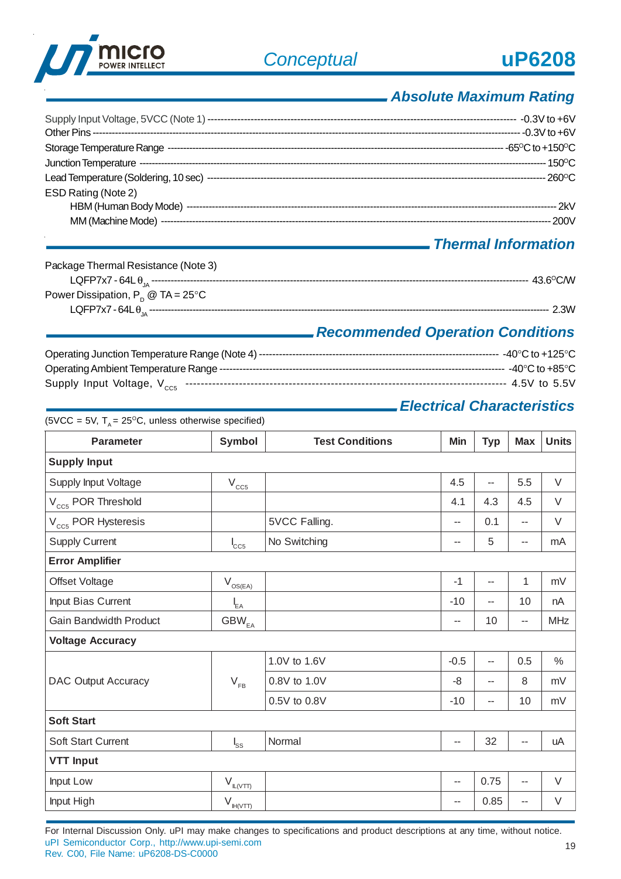## Absolute Maximum Rating

Supply Input Voltage, 5VCC (Note 1) ------------------------------------------------ -0.3V to +6V
Other Pins ------------------------------------------------ -0.3V to +6V
Storage Temperature Range ------------------------------------------------ -65°C to +150°C
Junction Temperature ------------------------------------------------ 150°C
Lead Temperature (Soldering, 10 sec) ------------------------------------------------ 260°C
ESD Rating (Note 2)
- HBM (Human Body Mode) ------------------------------------------------ 2kV
- MM (Machine Mode) ------------------------------------------------ 200V

## Thermal Information

Package Thermal Resistance (Note 3)
- LQFP7x7 - 64L $\theta_{JA}$ ------------------------------------------------ 43.6°C/W

Power Dissipation, $P_D$ @ TA = 25°C
- LQFP7x7 - 64L $\theta_{JA}$ ------------------------------------------------ 2.3W

## Recommended Operation Conditions

Operating Junction Temperature Range (Note 4) ------------------------------------------------ -40°C to +125°C
Operating Ambient Temperature Range ------------------------------------------------ -40°C to +85°C
Supply Input Voltage, $V_{CC5}$ ------------------------------------------------ 4.5V to 5.5V

## Electrical Characteristics

(5VCC = 5V, $T_A$ = 25°C, unless otherwise specified)

| Parameter | Symbol | Test Conditions | Min | Typ | Max | Units |
|---|---|---|---|---|---|---|
| **Supply Input** | | | | | | |
| Supply Input Voltage | $V_{CC5}$ | | 4.5 | -- | 5.5 | V |
| $V_{CC5}$ POR Threshold | | | 4.1 | 4.3 | 4.5 | V |
| $V_{CC5}$ POR Hysteresis | | 5VCC Falling. | -- | 0.1 | -- | V |
| Supply Current | $I_{CC5}$ | No Switching | -- | 5 | -- | mA |
| **Error Amplifier** | | | | | | |
| Offset Voltage | $V_{OS(EA)}$ | | -1 | -- | 1 | mV |
| Input Bias Current | $I_{EA}$ | | -10 | -- | 10 | nA |
| Gain Bandwidth Product | $GBW_{EA}$ | | -- | 10 | -- | MHz |
| **Voltage Accuracy** | | | | | | |
| DAC Output Accuracy | $V_{FB}$ | 1.0V to 1.6V | -0.5 | -- | 0.5 | % |
| | | 0.8V to 1.0V | -8 | -- | 8 | mV |
| | | 0.5V to 0.8V | -10 | -- | 10 | mV |
| **Soft Start** | | | | | | |
| Soft Start Current | $I_{SS}$ | Normal | -- | 32 | -- | uA |
| **VTT Input** | | | | | | |
| Input Low | $V_{IL(VTT)}$ | | -- | 0.75 | -- | V |
| Input High | $V_{IH(VTT)}$ | | -- | 0.85 | -- | V |

For Internal Discussion Only. uPI may make changes to specifications and product descriptions at any time, without notice.
uPI Semiconductor Corp., http://www.upi-semi.com
Rev. C00, File Name: uP6208-DS-C0000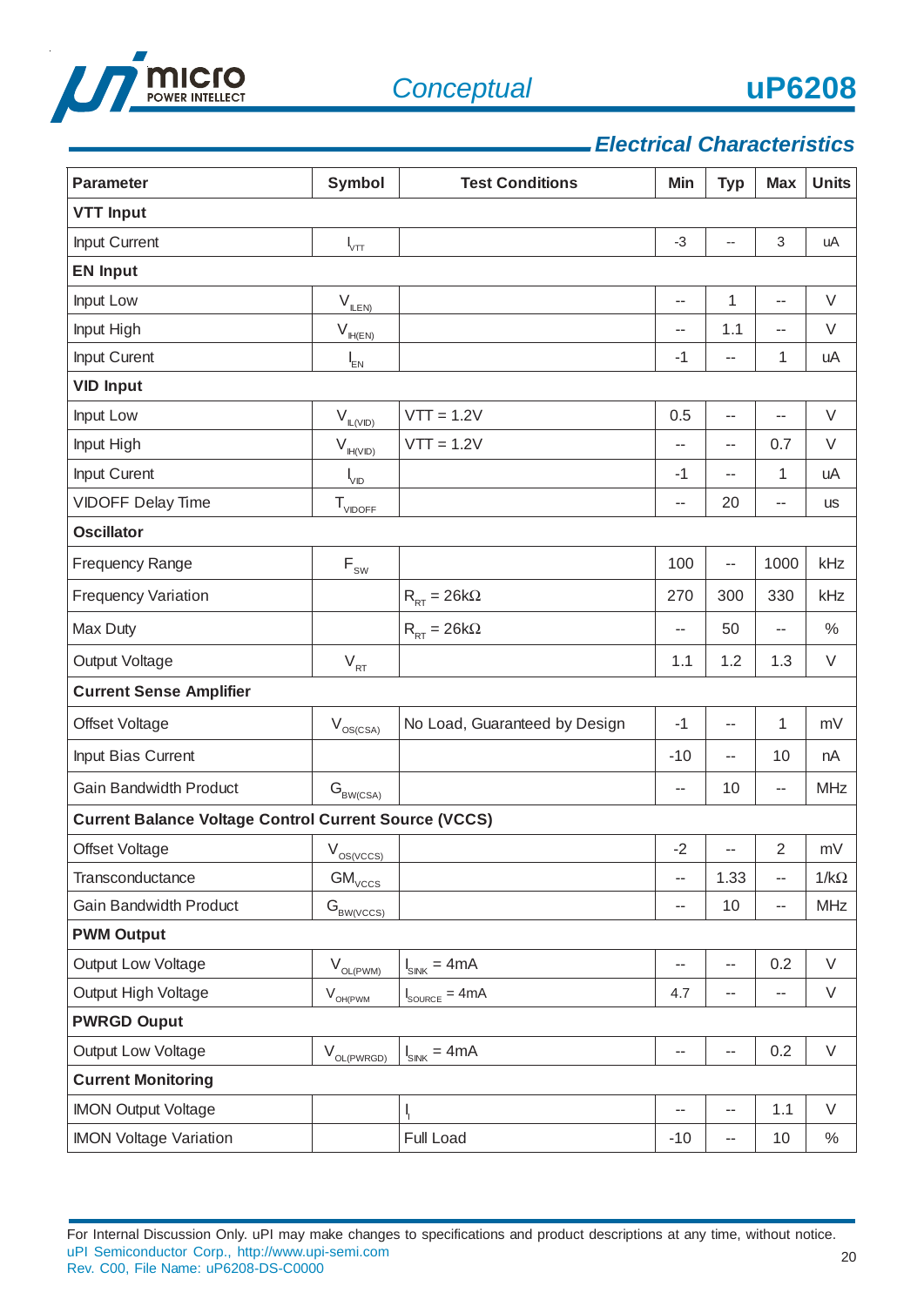## Electrical Characteristics

| Parameter | Symbol | Test Conditions | Min | Typ | Max | Units |
|---|---|---|---|---|---|---|
| **VTT Input** | | | | | | |
| Input Current | $I_{VTT}$ | | -3 | -- | 3 | uA |
| **EN Input** | | | | | | |
| Input Low | $V_{ILEN)}$ | | -- | 1 | -- | V |
| Input High | $V_{IH(EN)}$ | | -- | 1.1 | -- | V |
| Input Curent | $I_{EN}$ | | -1 | -- | 1 | uA |
| **VID Input** | | | | | | |
| Input Low | $V_{IL(VID)}$ | VTT = 1.2V | 0.5 | -- | -- | V |
| Input High | $V_{IH(VID)}$ | VTT = 1.2V | -- | -- | 0.7 | V |
| Input Curent | $I_{VID}$ | | -1 | -- | 1 | uA |
| VIDOFF Delay Time | $T_{VIDOFF}$ | | -- | 20 | -- | us |
| **Oscillator** | | | | | | |
| Frequency Range | $F_{SW}$ | | 100 | -- | 1000 | kHz |
| Frequency Variation | | $R_{RT}$ = 26kΩ | 270 | 300 | 330 | kHz |
| Max Duty | | $R_{RT}$ = 26kΩ | -- | 50 | -- | % |
| Output Voltage | $V_{RT}$ | | 1.1 | 1.2 | 1.3 | V |
| **Current Sense Amplifier** | | | | | | |
| Offset Voltage | $V_{OS(CSA)}$ | No Load, Guaranteed by Design | -1 | -- | 1 | mV |
| Input Bias Current | | | -10 | -- | 10 | nA |
| Gain Bandwidth Product | $G_{BW(CSA)}$ | | -- | 10 | -- | MHz |
| **Current Balance Voltage Control Current Source (VCCS)** | | | | | | |
| Offset Voltage | $V_{OS(VCCS)}$ | | -2 | -- | 2 | mV |
| Transconductance | $GM_{VCCS}$ | | -- | 1.33 | -- | 1/kΩ |
| Gain Bandwidth Product | $G_{BW(VCCS)}$ | | -- | 10 | -- | MHz |
| **PWM Output** | | | | | | |
| Output Low Voltage | $V_{OL(PWM)}$ | $I_{SINK}$ = 4mA | -- | -- | 0.2 | V |
| Output High Voltage | $V_{OH(PWM}$ | $I_{SOURCE}$ = 4mA | 4.7 | -- | -- | V |
| **PWRGD Ouput** | | | | | | |
| Output Low Voltage | $V_{OL(PWRGD)}$ | $I_{SINK}$ = 4mA | -- | -- | 0.2 | V |
| **Current Monitoring** | | | | | | |
| IMON Output Voltage | | $I_I$ | -- | -- | 1.1 | V |
| IMON Voltage Variation | | Full Load | -10 | -- | 10 | % |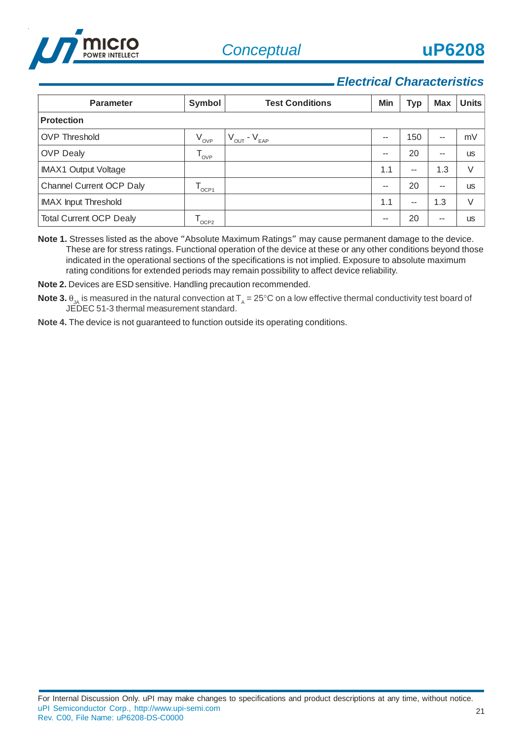## Electrical Characteristics

| Parameter | Symbol | Test Conditions | Min | Typ | Max | Units |
|---|---|---|---|---|---|---|
| **Protection** | | | | | | |
| OVP Threshold | $V_{OVP}$ | $V_{OUT}$ - $V_{EAP}$ | -- | 150 | -- | mV |
| OVP Dealy | $T_{OVP}$ | | -- | 20 | -- | us |
| IMAX1 Output Voltage | | | 1.1 | -- | 1.3 | V |
| Channel Current OCP Daly | $T_{OCP1}$ | | -- | 20 | -- | us |
| IMAX Input Threshold | | | 1.1 | -- | 1.3 | V |
| Total Current OCP Dealy | $T_{OCP2}$ | | -- | 20 | -- | us |

**Note 1.** Stresses listed as the above "Absolute Maximum Ratings" may cause permanent damage to the device. These are for stress ratings. Functional operation of the device at these or any other conditions beyond those indicated in the operational sections of the specifications is not implied. Exposure to absolute maximum rating conditions for extended periods may remain possibility to affect device reliability.

**Note 2.** Devices are ESD sensitive. Handling precaution recommended.

**Note 3.** $\theta_{JA}$ is measured in the natural convection at $T_A$ = 25°C on a low effective thermal conductivity test board of JEDEC 51-3 thermal measurement standard.

**Note 4.** The device is not guaranteed to function outside its operating conditions.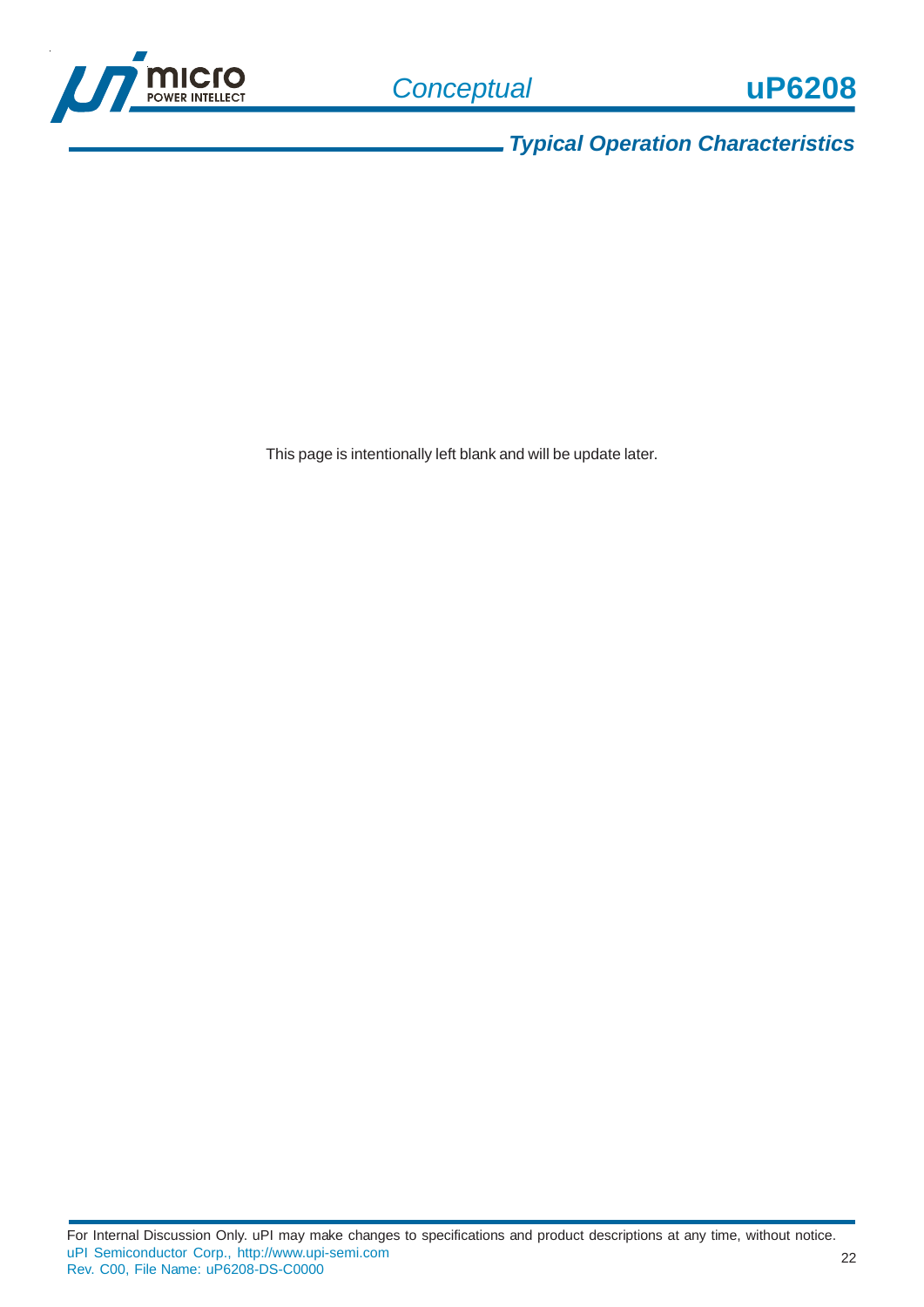## Typical Operation Characteristics

This page is intentionally left blank and will be update later.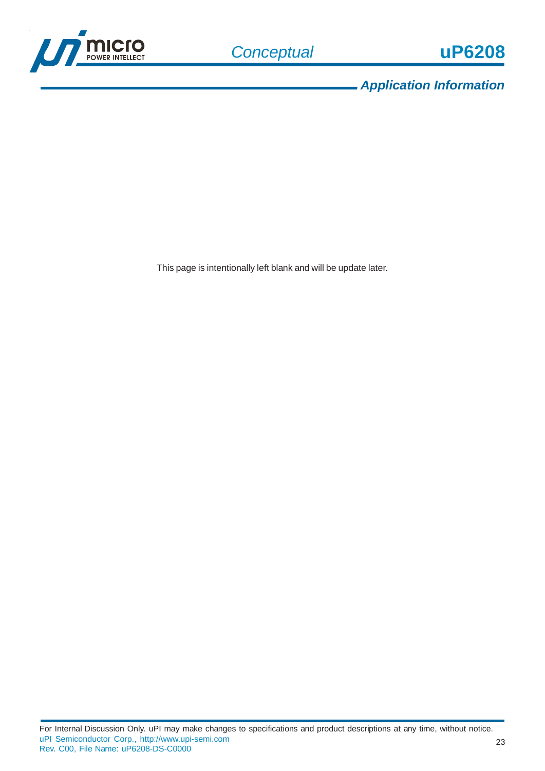## Application Information

This page is intentionally left blank and will be update later.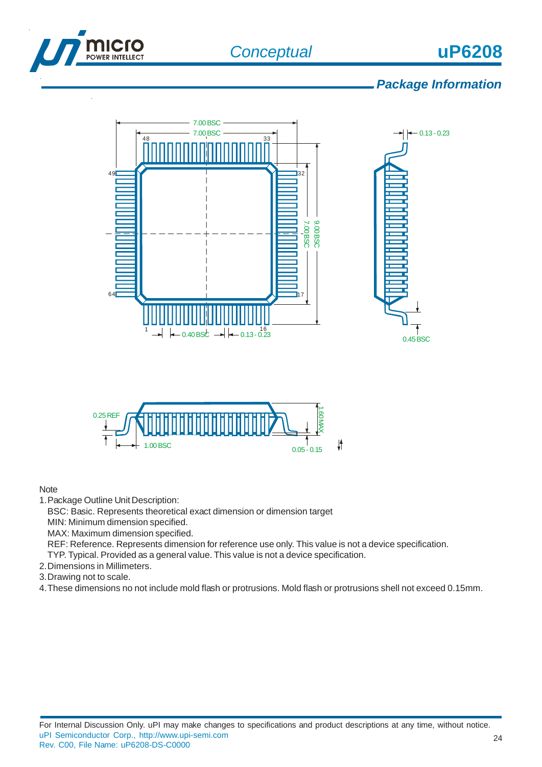## Package Information

7.00 BSC

7.00 BSC

48

33

49

32

64

17

1

16

0.40 BSC

0.13 - 0.23

7.00 BSC

9.00 BSC

0.13 - 0.23

0.45 BSC

0.25 REF

1.00 BSC

1.60 MAX

0.05 - 0.15

Note

1. Package Outline Unit Description:
   BSC: Basic. Represents theoretical exact dimension or dimension target
   MIN: Minimum dimension specified.
   MAX: Maximum dimension specified.
   REF: Reference. Represents dimension for reference use only. This value is not a device specification.
   TYP. Typical. Provided as a general value. This value is not a device specification.
2. Dimensions in Millimeters.
3. Drawing not to scale.
4. These dimensions no not include mold flash or protrusions. Mold flash or protrusions shell not exceed 0.15mm.

For Internal Discussion Only. uPI may make changes to specifications and product descriptions at any time, without notice.
uPI Semiconductor Corp., http://www.upi-semi.com
Rev. C00, File Name: uP6208-DS-C0000